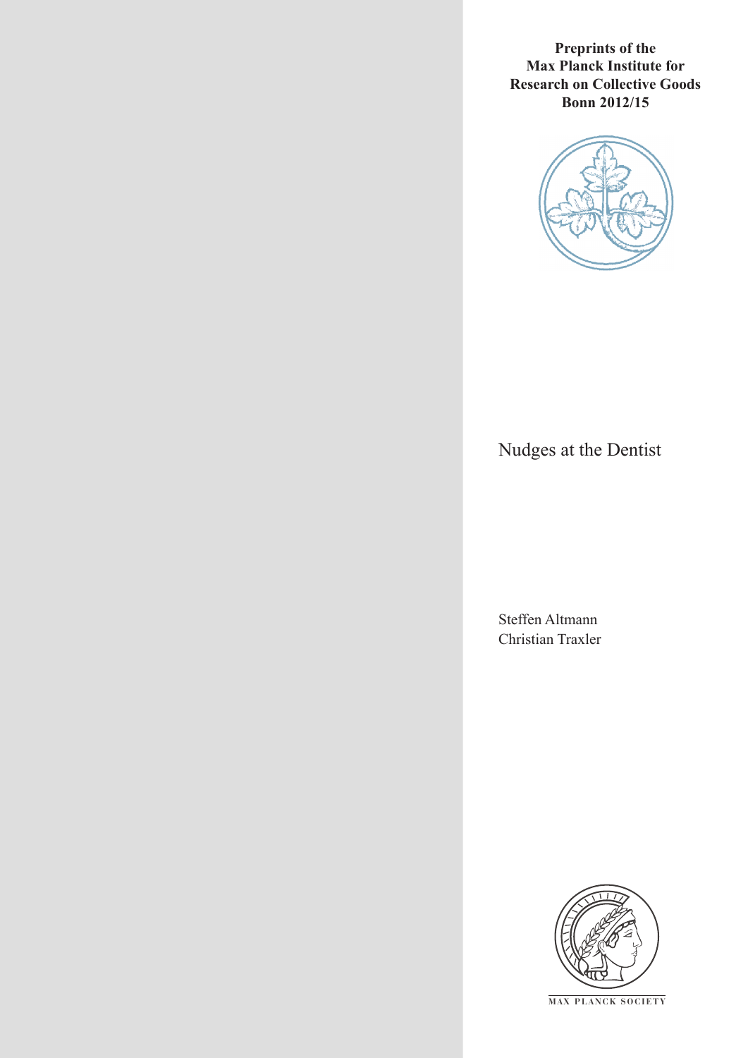**Preprints of the Max Planck Institute for Research on Collective Goods Bonn 2012/15**

# Nudges at the Dentist

Steffen Altmann
Christian Traxler

MAX PLANCK SOCIETY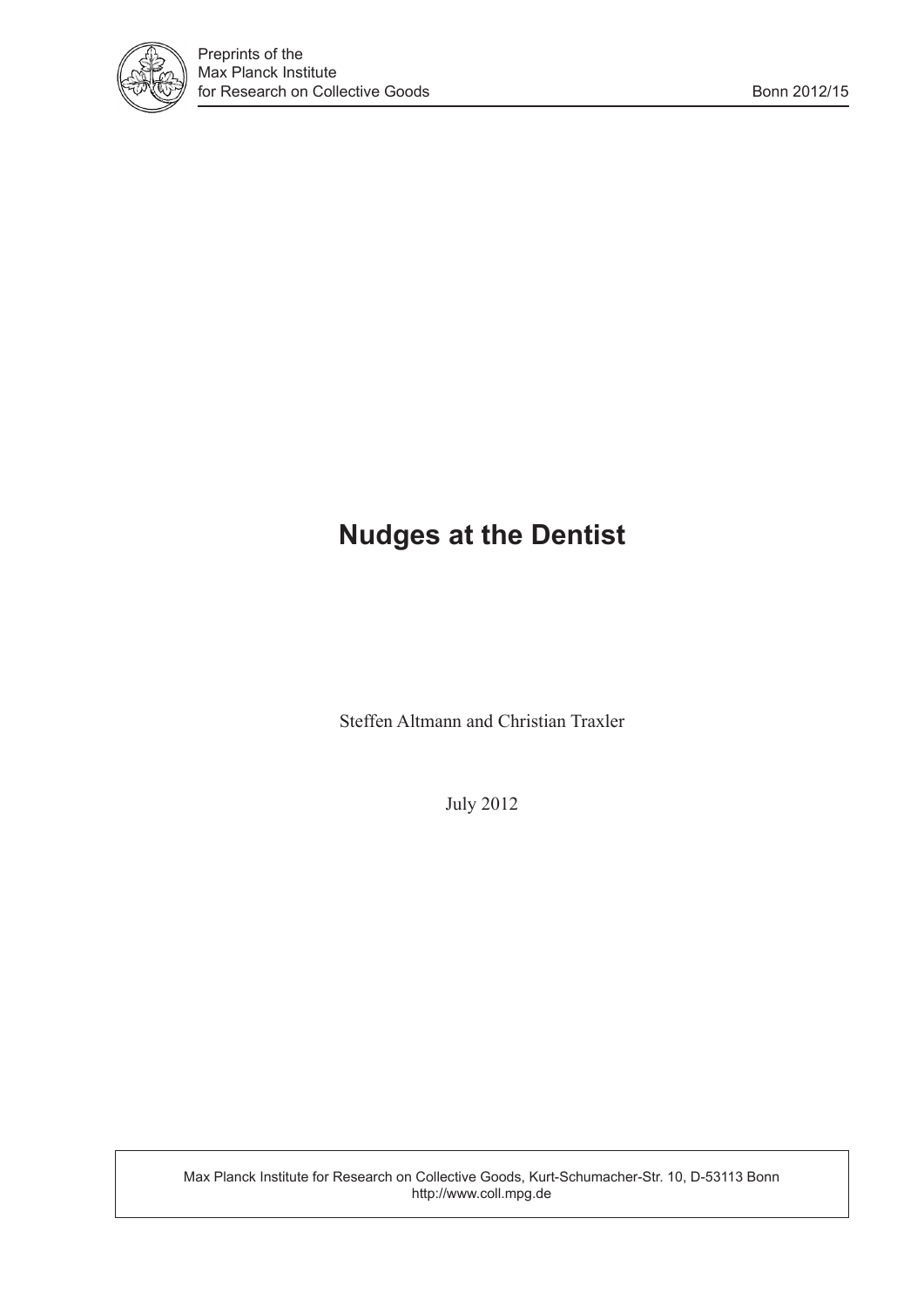# Nudges at the Dentist

Steffen Altmann and Christian Traxler

July 2012

Max Planck Institute for Research on Collective Goods, Kurt-Schumacher-Str. 10, D-53113 Bonn
http://www.coll.mpg.de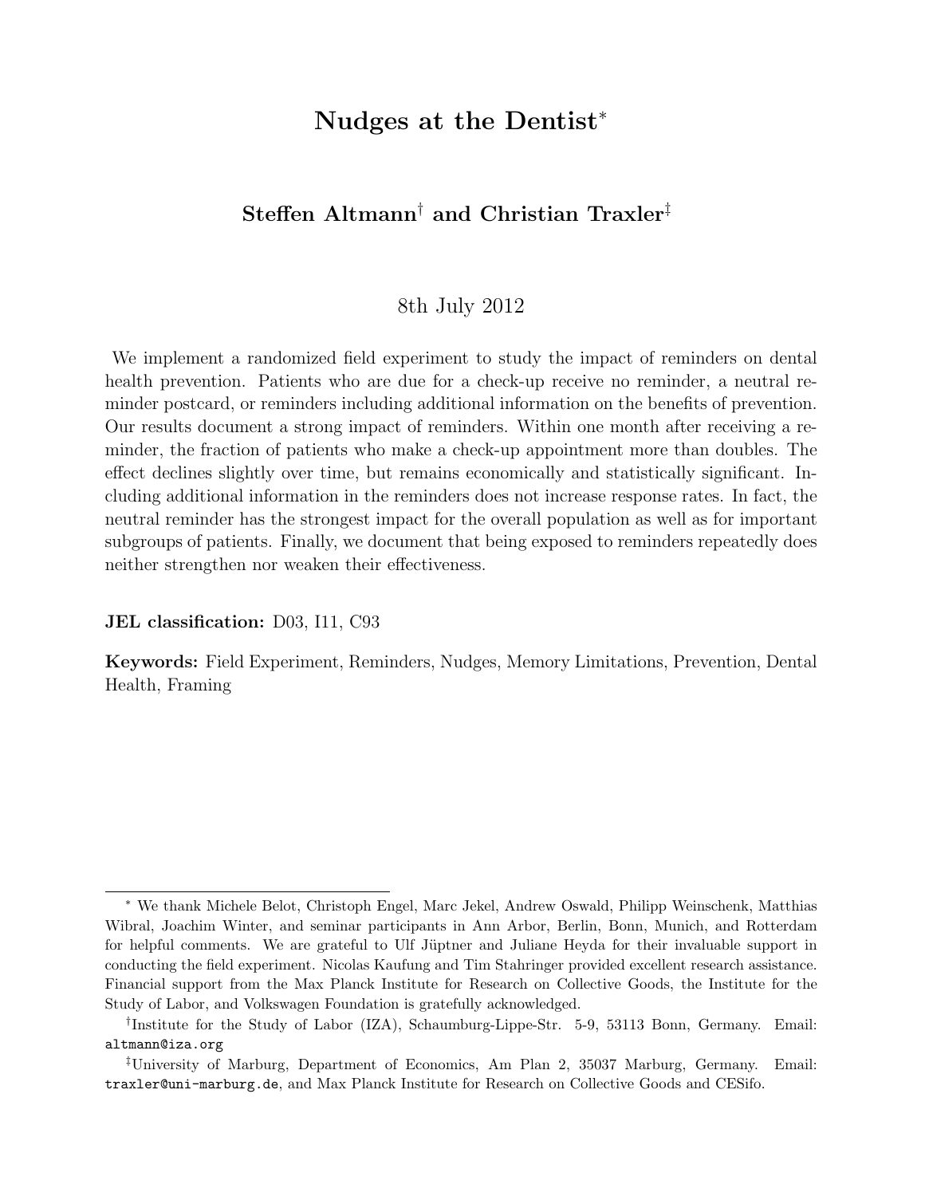# Nudges at the Dentist*

**Steffen Altmann[†] and Christian Traxler[‡]**

8th July 2012

We implement a randomized field experiment to study the impact of reminders on dental health prevention. Patients who are due for a check-up receive no reminder, a neutral reminder postcard, or reminders including additional information on the benefits of prevention. Our results document a strong impact of reminders. Within one month after receiving a reminder, the fraction of patients who make a check-up appointment more than doubles. The effect declines slightly over time, but remains economically and statistically significant. Including additional information in the reminders does not increase response rates. In fact, the neutral reminder has the strongest impact for the overall population as well as for important subgroups of patients. Finally, we document that being exposed to reminders repeatedly does neither strengthen nor weaken their effectiveness.

**JEL classification:** D03, I11, C93

**Keywords:** Field Experiment, Reminders, Nudges, Memory Limitations, Prevention, Dental Health, Framing

---

[*] We thank Michele Belot, Christoph Engel, Marc Jekel, Andrew Oswald, Philipp Weinschenk, Matthias Wibral, Joachim Winter, and seminar participants in Ann Arbor, Berlin, Bonn, Munich, and Rotterdam for helpful comments. We are grateful to Ulf Jüptner and Juliane Heyda for their invaluable support in conducting the field experiment. Nicolas Kaufung and Tim Stahringer provided excellent research assistance. Financial support from the Max Planck Institute for Research on Collective Goods, the Institute for the Study of Labor, and Volkswagen Foundation is gratefully acknowledged.

[†]Institute for the Study of Labor (IZA), Schaumburg-Lippe-Str. 5-9, 53113 Bonn, Germany. Email: altmann@iza.org

[‡]University of Marburg, Department of Economics, Am Plan 2, 35037 Marburg, Germany. Email: traxler@uni-marburg.de, and Max Planck Institute for Research on Collective Goods and CESifo.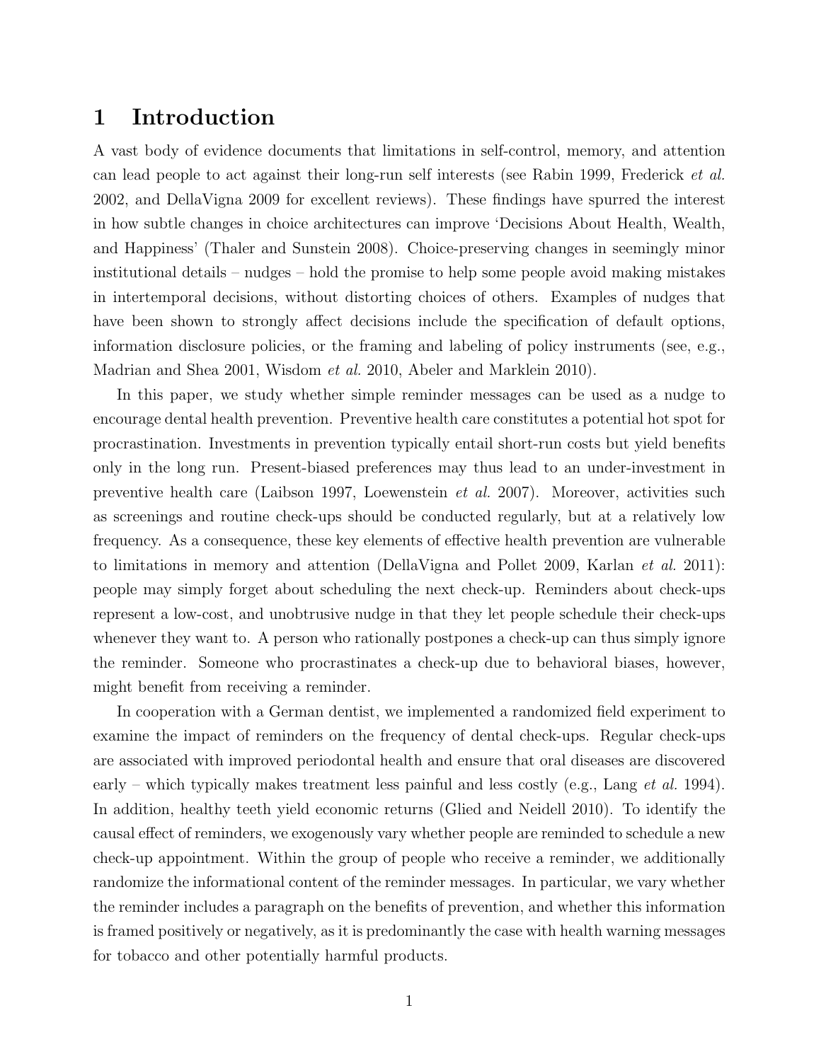# 1 Introduction

A vast body of evidence documents that limitations in self-control, memory, and attention can lead people to act against their long-run self interests (see Rabin 1999, Frederick *et al.* 2002, and DellaVigna 2009 for excellent reviews). These findings have spurred the interest in how subtle changes in choice architectures can improve 'Decisions About Health, Wealth, and Happiness' (Thaler and Sunstein 2008). Choice-preserving changes in seemingly minor institutional details – nudges – hold the promise to help some people avoid making mistakes in intertemporal decisions, without distorting choices of others. Examples of nudges that have been shown to strongly affect decisions include the specification of default options, information disclosure policies, or the framing and labeling of policy instruments (see, e.g., Madrian and Shea 2001, Wisdom *et al.* 2010, Abeler and Marklein 2010).

In this paper, we study whether simple reminder messages can be used as a nudge to encourage dental health prevention. Preventive health care constitutes a potential hot spot for procrastination. Investments in prevention typically entail short-run costs but yield benefits only in the long run. Present-biased preferences may thus lead to an under-investment in preventive health care (Laibson 1997, Loewenstein *et al.* 2007). Moreover, activities such as screenings and routine check-ups should be conducted regularly, but at a relatively low frequency. As a consequence, these key elements of effective health prevention are vulnerable to limitations in memory and attention (DellaVigna and Pollet 2009, Karlan *et al.* 2011): people may simply forget about scheduling the next check-up. Reminders about check-ups represent a low-cost, and unobtrusive nudge in that they let people schedule their check-ups whenever they want to. A person who rationally postpones a check-up can thus simply ignore the reminder. Someone who procrastinates a check-up due to behavioral biases, however, might benefit from receiving a reminder.

In cooperation with a German dentist, we implemented a randomized field experiment to examine the impact of reminders on the frequency of dental check-ups. Regular check-ups are associated with improved periodontal health and ensure that oral diseases are discovered early – which typically makes treatment less painful and less costly (e.g., Lang *et al.* 1994). In addition, healthy teeth yield economic returns (Glied and Neidell 2010). To identify the causal effect of reminders, we exogenously vary whether people are reminded to schedule a new check-up appointment. Within the group of people who receive a reminder, we additionally randomize the informational content of the reminder messages. In particular, we vary whether the reminder includes a paragraph on the benefits of prevention, and whether this information is framed positively or negatively, as it is predominantly the case with health warning messages for tobacco and other potentially harmful products.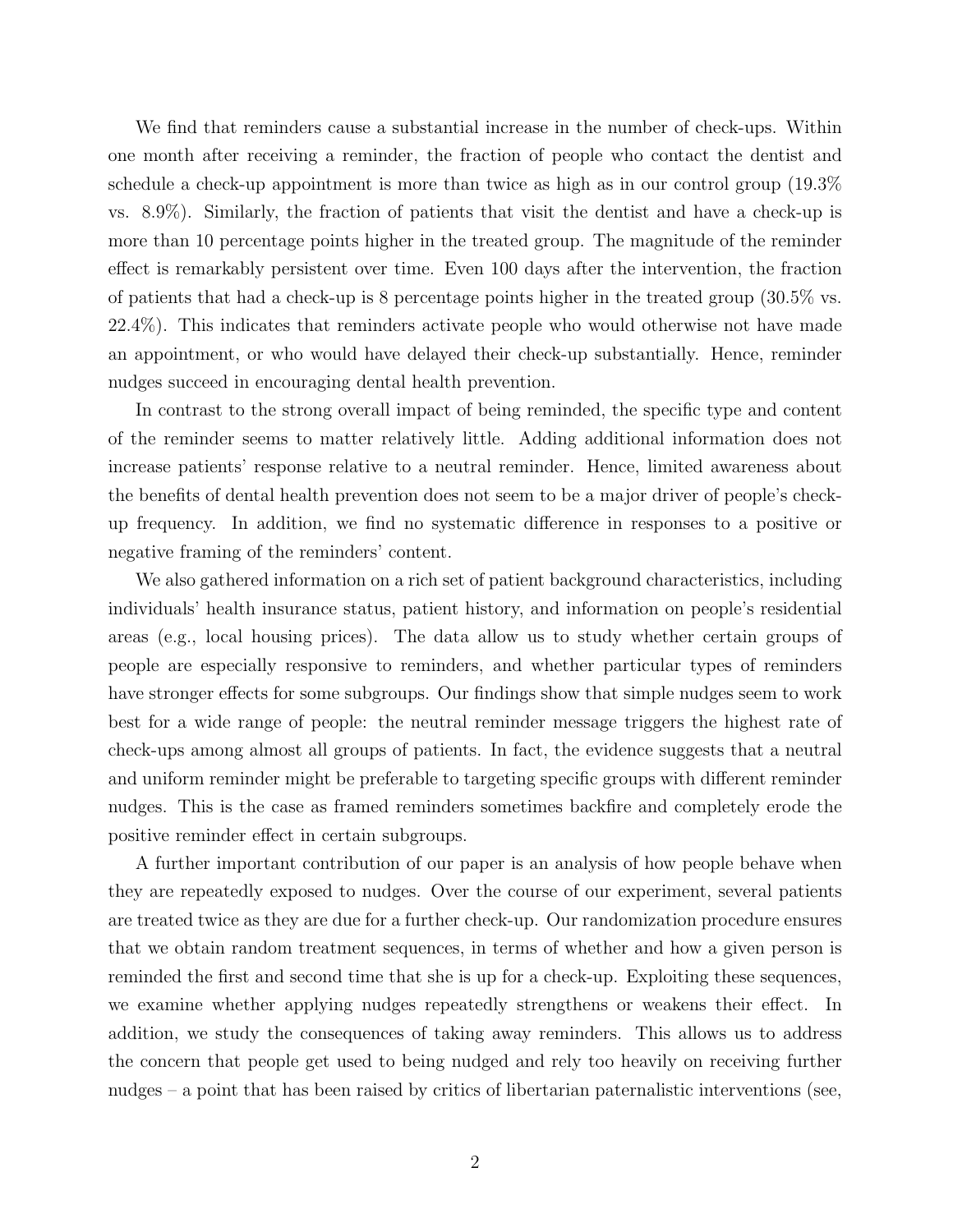We find that reminders cause a substantial increase in the number of check-ups. Within one month after receiving a reminder, the fraction of people who contact the dentist and schedule a check-up appointment is more than twice as high as in our control group (19.3% vs. 8.9%). Similarly, the fraction of patients that visit the dentist and have a check-up is more than 10 percentage points higher in the treated group. The magnitude of the reminder effect is remarkably persistent over time. Even 100 days after the intervention, the fraction of patients that had a check-up is 8 percentage points higher in the treated group (30.5% vs. 22.4%). This indicates that reminders activate people who would otherwise not have made an appointment, or who would have delayed their check-up substantially. Hence, reminder nudges succeed in encouraging dental health prevention.

In contrast to the strong overall impact of being reminded, the specific type and content of the reminder seems to matter relatively little. Adding additional information does not increase patients' response relative to a neutral reminder. Hence, limited awareness about the benefits of dental health prevention does not seem to be a major driver of people's check-up frequency. In addition, we find no systematic difference in responses to a positive or negative framing of the reminders' content.

We also gathered information on a rich set of patient background characteristics, including individuals' health insurance status, patient history, and information on people's residential areas (e.g., local housing prices). The data allow us to study whether certain groups of people are especially responsive to reminders, and whether particular types of reminders have stronger effects for some subgroups. Our findings show that simple nudges seem to work best for a wide range of people: the neutral reminder message triggers the highest rate of check-ups among almost all groups of patients. In fact, the evidence suggests that a neutral and uniform reminder might be preferable to targeting specific groups with different reminder nudges. This is the case as framed reminders sometimes backfire and completely erode the positive reminder effect in certain subgroups.

A further important contribution of our paper is an analysis of how people behave when they are repeatedly exposed to nudges. Over the course of our experiment, several patients are treated twice as they are due for a further check-up. Our randomization procedure ensures that we obtain random treatment sequences, in terms of whether and how a given person is reminded the first and second time that she is up for a check-up. Exploiting these sequences, we examine whether applying nudges repeatedly strengthens or weakens their effect. In addition, we study the consequences of taking away reminders. This allows us to address the concern that people get used to being nudged and rely too heavily on receiving further nudges – a point that has been raised by critics of libertarian paternalistic interventions (see,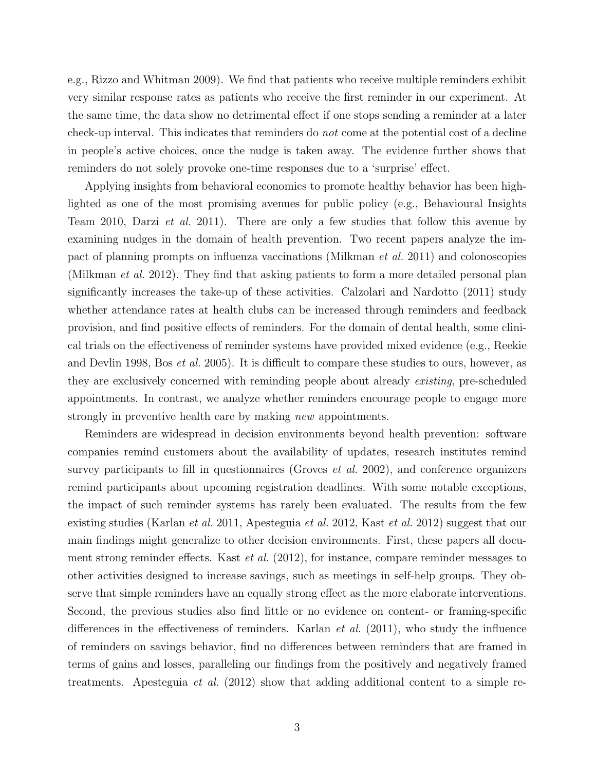e.g., Rizzo and Whitman 2009). We find that patients who receive multiple reminders exhibit very similar response rates as patients who receive the first reminder in our experiment. At the same time, the data show no detrimental effect if one stops sending a reminder at a later check-up interval. This indicates that reminders do *not* come at the potential cost of a decline in people's active choices, once the nudge is taken away. The evidence further shows that reminders do not solely provoke one-time responses due to a 'surprise' effect.

Applying insights from behavioral economics to promote healthy behavior has been highlighted as one of the most promising avenues for public policy (e.g., Behavioural Insights Team 2010, Darzi *et al.* 2011). There are only a few studies that follow this avenue by examining nudges in the domain of health prevention. Two recent papers analyze the impact of planning prompts on influenza vaccinations (Milkman *et al.* 2011) and colonoscopies (Milkman *et al.* 2012). They find that asking patients to form a more detailed personal plan significantly increases the take-up of these activities. Calzolari and Nardotto (2011) study whether attendance rates at health clubs can be increased through reminders and feedback provision, and find positive effects of reminders. For the domain of dental health, some clinical trials on the effectiveness of reminder systems have provided mixed evidence (e.g., Reekie and Devlin 1998, Bos *et al.* 2005). It is difficult to compare these studies to ours, however, as they are exclusively concerned with reminding people about already *existing*, pre-scheduled appointments. In contrast, we analyze whether reminders encourage people to engage more strongly in preventive health care by making *new* appointments.

Reminders are widespread in decision environments beyond health prevention: software companies remind customers about the availability of updates, research institutes remind survey participants to fill in questionnaires (Groves *et al.* 2002), and conference organizers remind participants about upcoming registration deadlines. With some notable exceptions, the impact of such reminder systems has rarely been evaluated. The results from the few existing studies (Karlan *et al.* 2011, Apesteguia *et al.* 2012, Kast *et al.* 2012) suggest that our main findings might generalize to other decision environments. First, these papers all document strong reminder effects. Kast *et al.* (2012), for instance, compare reminder messages to other activities designed to increase savings, such as meetings in self-help groups. They observe that simple reminders have an equally strong effect as the more elaborate interventions. Second, the previous studies also find little or no evidence on content- or framing-specific differences in the effectiveness of reminders. Karlan *et al.* (2011), who study the influence of reminders on savings behavior, find no differences between reminders that are framed in terms of gains and losses, paralleling our findings from the positively and negatively framed treatments. Apesteguia *et al.* (2012) show that adding additional content to a simple re-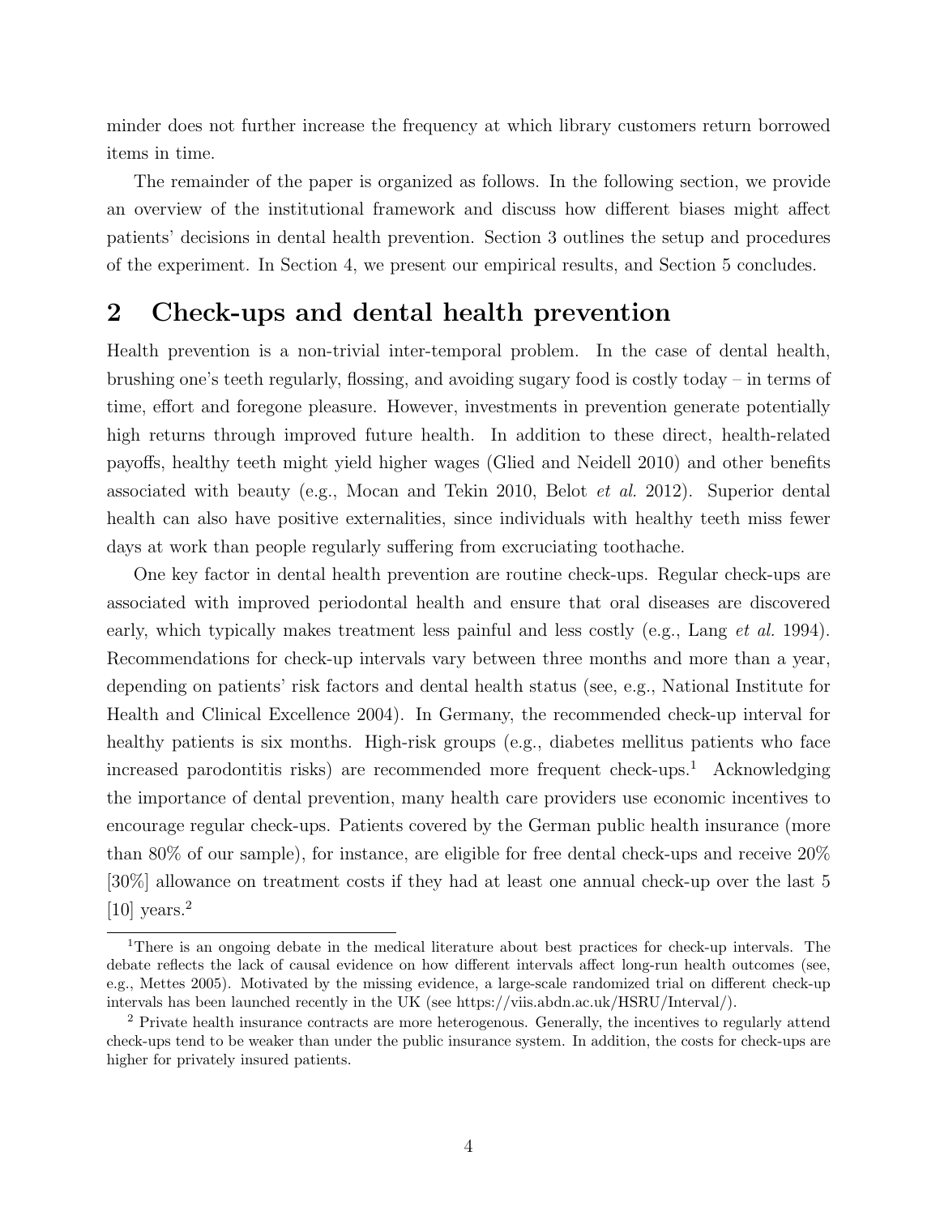minder does not further increase the frequency at which library customers return borrowed items in time.

The remainder of the paper is organized as follows. In the following section, we provide an overview of the institutional framework and discuss how different biases might affect patients' decisions in dental health prevention. Section 3 outlines the setup and procedures of the experiment. In Section 4, we present our empirical results, and Section 5 concludes.

## 2 Check-ups and dental health prevention

Health prevention is a non-trivial inter-temporal problem. In the case of dental health, brushing one's teeth regularly, flossing, and avoiding sugary food is costly today – in terms of time, effort and foregone pleasure. However, investments in prevention generate potentially high returns through improved future health. In addition to these direct, health-related payoffs, healthy teeth might yield higher wages (Glied and Neidell 2010) and other benefits associated with beauty (e.g., Mocan and Tekin 2010, Belot *et al.* 2012). Superior dental health can also have positive externalities, since individuals with healthy teeth miss fewer days at work than people regularly suffering from excruciating toothache.

One key factor in dental health prevention are routine check-ups. Regular check-ups are associated with improved periodontal health and ensure that oral diseases are discovered early, which typically makes treatment less painful and less costly (e.g., Lang *et al.* 1994). Recommendations for check-up intervals vary between three months and more than a year, depending on patients' risk factors and dental health status (see, e.g., National Institute for Health and Clinical Excellence 2004). In Germany, the recommended check-up interval for healthy patients is six months. High-risk groups (e.g., diabetes mellitus patients who face increased parodontitis risks) are recommended more frequent check-ups.[1] Acknowledging the importance of dental prevention, many health care providers use economic incentives to encourage regular check-ups. Patients covered by the German public health insurance (more than 80% of our sample), for instance, are eligible for free dental check-ups and receive 20% [30%] allowance on treatment costs if they had at least one annual check-up over the last 5 [10] years.[2]

[1] There is an ongoing debate in the medical literature about best practices for check-up intervals. The debate reflects the lack of causal evidence on how different intervals affect long-run health outcomes (see, e.g., Mettes 2005). Motivated by the missing evidence, a large-scale randomized trial on different check-up intervals has been launched recently in the UK (see https://viis.abdn.ac.uk/HSRU/Interval/).

[2] Private health insurance contracts are more heterogenous. Generally, the incentives to regularly attend check-ups tend to be weaker than under the public insurance system. In addition, the costs for check-ups are higher for privately insured patients.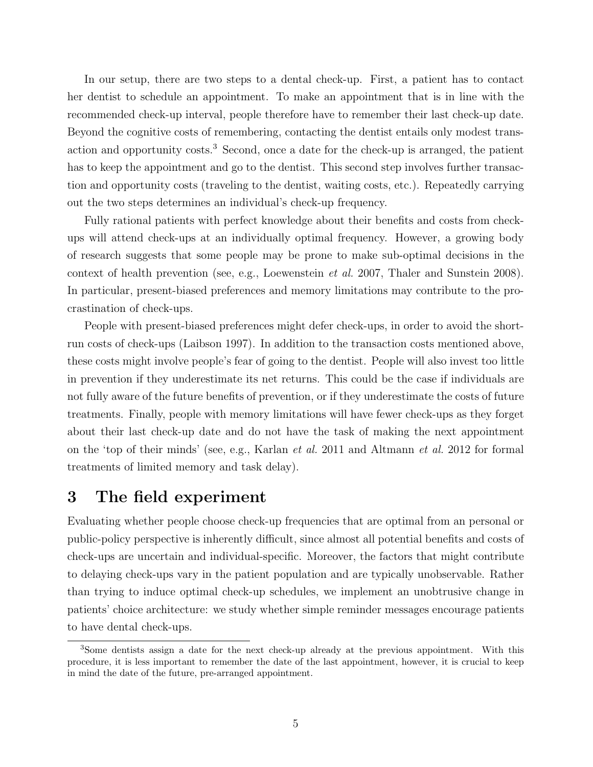In our setup, there are two steps to a dental check-up. First, a patient has to contact her dentist to schedule an appointment. To make an appointment that is in line with the recommended check-up interval, people therefore have to remember their last check-up date. Beyond the cognitive costs of remembering, contacting the dentist entails only modest transaction and opportunity costs.[3] Second, once a date for the check-up is arranged, the patient has to keep the appointment and go to the dentist. This second step involves further transaction and opportunity costs (traveling to the dentist, waiting costs, etc.). Repeatedly carrying out the two steps determines an individual's check-up frequency.

Fully rational patients with perfect knowledge about their benefits and costs from check-ups will attend check-ups at an individually optimal frequency. However, a growing body of research suggests that some people may be prone to make sub-optimal decisions in the context of health prevention (see, e.g., Loewenstein *et al.* 2007, Thaler and Sunstein 2008). In particular, present-biased preferences and memory limitations may contribute to the procrastination of check-ups.

People with present-biased preferences might defer check-ups, in order to avoid the short-run costs of check-ups (Laibson 1997). In addition to the transaction costs mentioned above, these costs might involve people's fear of going to the dentist. People will also invest too little in prevention if they underestimate its net returns. This could be the case if individuals are not fully aware of the future benefits of prevention, or if they underestimate the costs of future treatments. Finally, people with memory limitations will have fewer check-ups as they forget about their last check-up date and do not have the task of making the next appointment on the 'top of their minds' (see, e.g., Karlan *et al.* 2011 and Altmann *et al.* 2012 for formal treatments of limited memory and task delay).

# 3 The field experiment

Evaluating whether people choose check-up frequencies that are optimal from an personal or public-policy perspective is inherently difficult, since almost all potential benefits and costs of check-ups are uncertain and individual-specific. Moreover, the factors that might contribute to delaying check-ups vary in the patient population and are typically unobservable. Rather than trying to induce optimal check-up schedules, we implement an unobtrusive change in patients' choice architecture: we study whether simple reminder messages encourage patients to have dental check-ups.

[3]Some dentists assign a date for the next check-up already at the previous appointment. With this procedure, it is less important to remember the date of the last appointment, however, it is crucial to keep in mind the date of the future, pre-arranged appointment.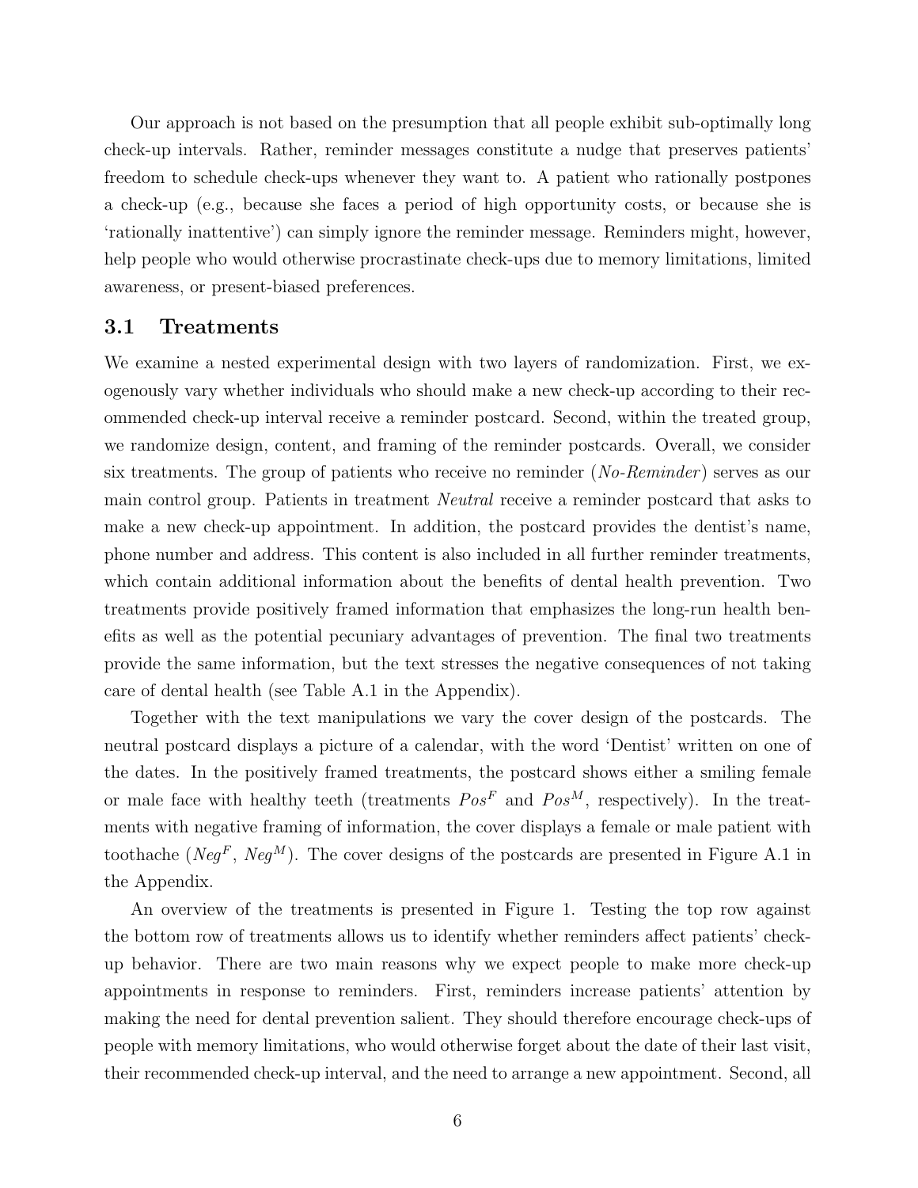Our approach is not based on the presumption that all people exhibit sub-optimally long check-up intervals. Rather, reminder messages constitute a nudge that preserves patients' freedom to schedule check-ups whenever they want to. A patient who rationally postpones a check-up (e.g., because she faces a period of high opportunity costs, or because she is 'rationally inattentive') can simply ignore the reminder message. Reminders might, however, help people who would otherwise procrastinate check-ups due to memory limitations, limited awareness, or present-biased preferences.

## 3.1 Treatments

We examine a nested experimental design with two layers of randomization. First, we exogenously vary whether individuals who should make a new check-up according to their recommended check-up interval receive a reminder postcard. Second, within the treated group, we randomize design, content, and framing of the reminder postcards. Overall, we consider six treatments. The group of patients who receive no reminder (*No-Reminder*) serves as our main control group. Patients in treatment *Neutral* receive a reminder postcard that asks to make a new check-up appointment. In addition, the postcard provides the dentist's name, phone number and address. This content is also included in all further reminder treatments, which contain additional information about the benefits of dental health prevention. Two treatments provide positively framed information that emphasizes the long-run health benefits as well as the potential pecuniary advantages of prevention. The final two treatments provide the same information, but the text stresses the negative consequences of not taking care of dental health (see Table A.1 in the Appendix).

Together with the text manipulations we vary the cover design of the postcards. The neutral postcard displays a picture of a calendar, with the word 'Dentist' written on one of the dates. In the positively framed treatments, the postcard shows either a smiling female or male face with healthy teeth (treatments $Pos^F$ and $Pos^M$, respectively). In the treatments with negative framing of information, the cover displays a female or male patient with toothache ($Neg^F$, $Neg^M$). The cover designs of the postcards are presented in Figure A.1 in the Appendix.

An overview of the treatments is presented in Figure 1. Testing the top row against the bottom row of treatments allows us to identify whether reminders affect patients' check-up behavior. There are two main reasons why we expect people to make more check-up appointments in response to reminders. First, reminders increase patients' attention by making the need for dental prevention salient. They should therefore encourage check-ups of people with memory limitations, who would otherwise forget about the date of their last visit, their recommended check-up interval, and the need to arrange a new appointment. Second, all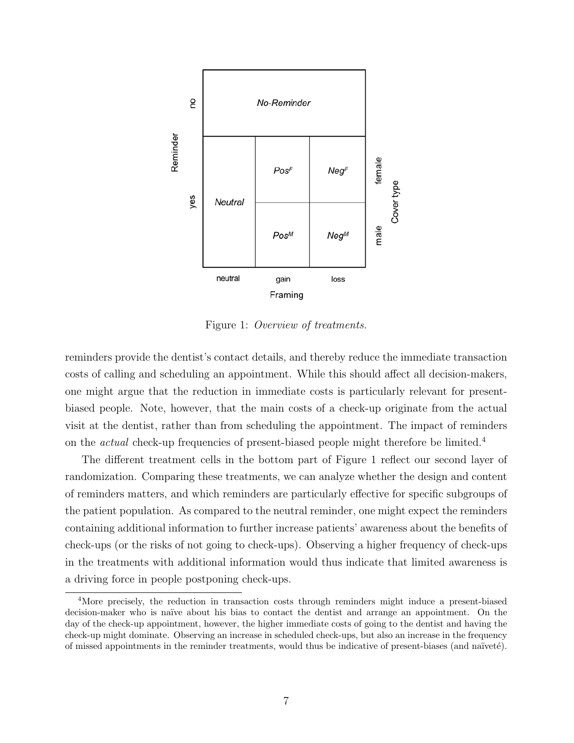Figure 1: *Overview of treatments.*

reminders provide the dentist's contact details, and thereby reduce the immediate transaction costs of calling and scheduling an appointment. While this should affect all decision-makers, one might argue that the reduction in immediate costs is particularly relevant for present-biased people. Note, however, that the main costs of a check-up originate from the actual visit at the dentist, rather than from scheduling the appointment. The impact of reminders on the *actual* check-up frequencies of present-biased people might therefore be limited.[4]

The different treatment cells in the bottom part of Figure 1 reflect our second layer of randomization. Comparing these treatments, we can analyze whether the design and content of reminders matters, and which reminders are particularly effective for specific subgroups of the patient population. As compared to the neutral reminder, one might expect the reminders containing additional information to further increase patients' awareness about the benefits of check-ups (or the risks of not going to check-ups). Observing a higher frequency of check-ups in the treatments with additional information would thus indicate that limited awareness is a driving force in people postponing check-ups.

[4] More precisely, the reduction in transaction costs through reminders might induce a present-biased decision-maker who is naïve about his bias to contact the dentist and arrange an appointment. On the day of the check-up appointment, however, the higher immediate costs of going to the dentist and having the check-up might dominate. Observing an increase in scheduled check-ups, but also an increase in the frequency of missed appointments in the reminder treatments, would thus be indicative of present-biases (and naïveté).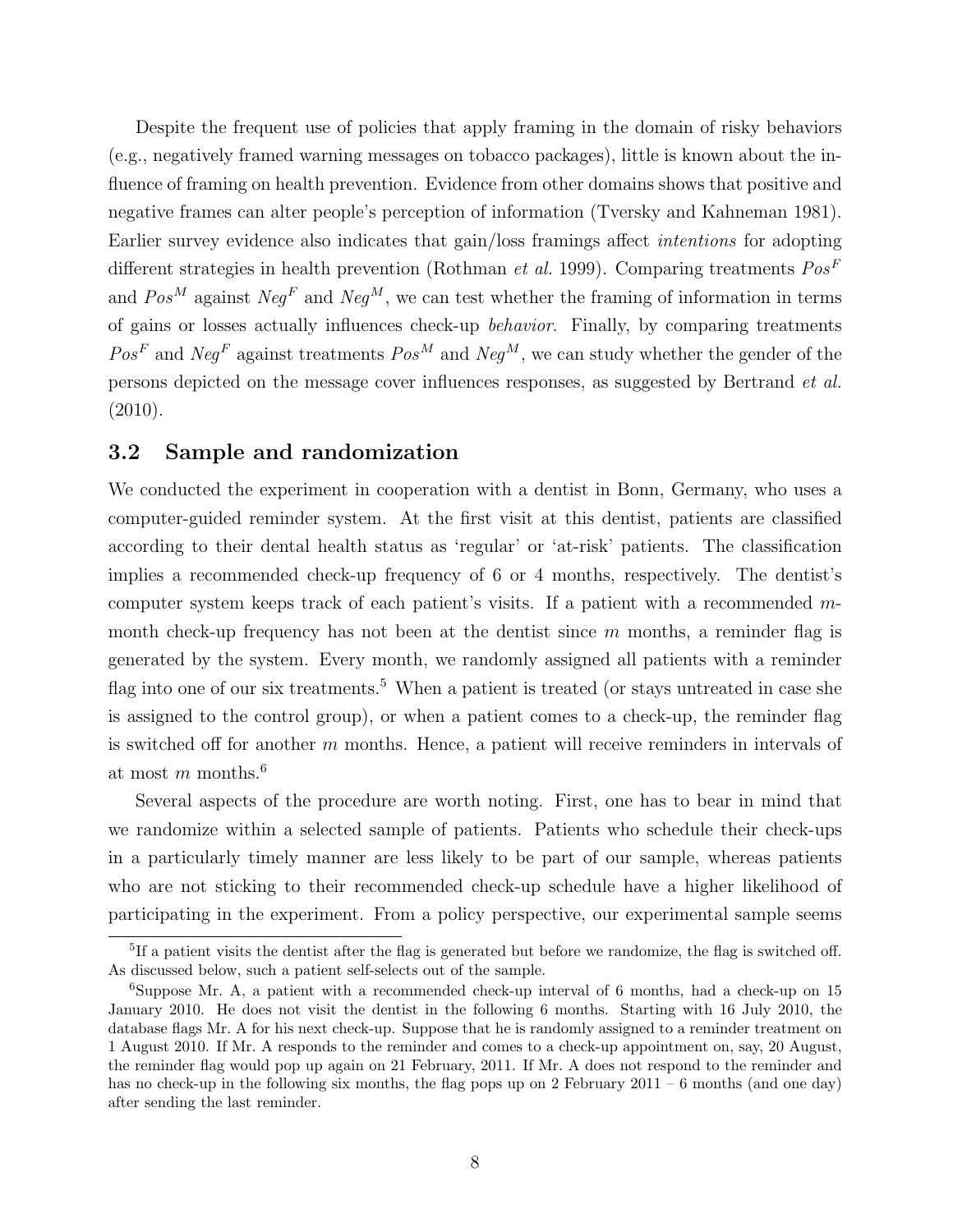Despite the frequent use of policies that apply framing in the domain of risky behaviors (e.g., negatively framed warning messages on tobacco packages), little is known about the influence of framing on health prevention. Evidence from other domains shows that positive and negative frames can alter people's perception of information (Tversky and Kahneman 1981). Earlier survey evidence also indicates that gain/loss framings affect *intentions* for adopting different strategies in health prevention (Rothman *et al.* 1999). Comparing treatments $Pos^F$ and $Pos^M$ against $Neg^F$ and $Neg^M$, we can test whether the framing of information in terms of gains or losses actually influences check-up *behavior*. Finally, by comparing treatments $Pos^F$ and $Neg^F$ against treatments $Pos^M$ and $Neg^M$, we can study whether the gender of the persons depicted on the message cover influences responses, as suggested by Bertrand *et al.* (2010).

### 3.2 Sample and randomization

We conducted the experiment in cooperation with a dentist in Bonn, Germany, who uses a computer-guided reminder system. At the first visit at this dentist, patients are classified according to their dental health status as 'regular' or 'at-risk' patients. The classification implies a recommended check-up frequency of 6 or 4 months, respectively. The dentist's computer system keeps track of each patient's visits. If a patient with a recommended $m$-month check-up frequency has not been at the dentist since $m$ months, a reminder flag is generated by the system. Every month, we randomly assigned all patients with a reminder flag into one of our six treatments.[5] When a patient is treated (or stays untreated in case she is assigned to the control group), or when a patient comes to a check-up, the reminder flag is switched off for another $m$ months. Hence, a patient will receive reminders in intervals of at most $m$ months.[6]

Several aspects of the procedure are worth noting. First, one has to bear in mind that we randomize within a selected sample of patients. Patients who schedule their check-ups in a particularly timely manner are less likely to be part of our sample, whereas patients who are not sticking to their recommended check-up schedule have a higher likelihood of participating in the experiment. From a policy perspective, our experimental sample seems

[5] If a patient visits the dentist after the flag is generated but before we randomize, the flag is switched off. As discussed below, such a patient self-selects out of the sample.

[6] Suppose Mr. A, a patient with a recommended check-up interval of 6 months, had a check-up on 15 January 2010. He does not visit the dentist in the following 6 months. Starting with 16 July 2010, the database flags Mr. A for his next check-up. Suppose that he is randomly assigned to a reminder treatment on 1 August 2010. If Mr. A responds to the reminder and comes to a check-up appointment on, say, 20 August, the reminder flag would pop up again on 21 February, 2011. If Mr. A does not respond to the reminder and has no check-up in the following six months, the flag pops up on 2 February 2011 – 6 months (and one day) after sending the last reminder.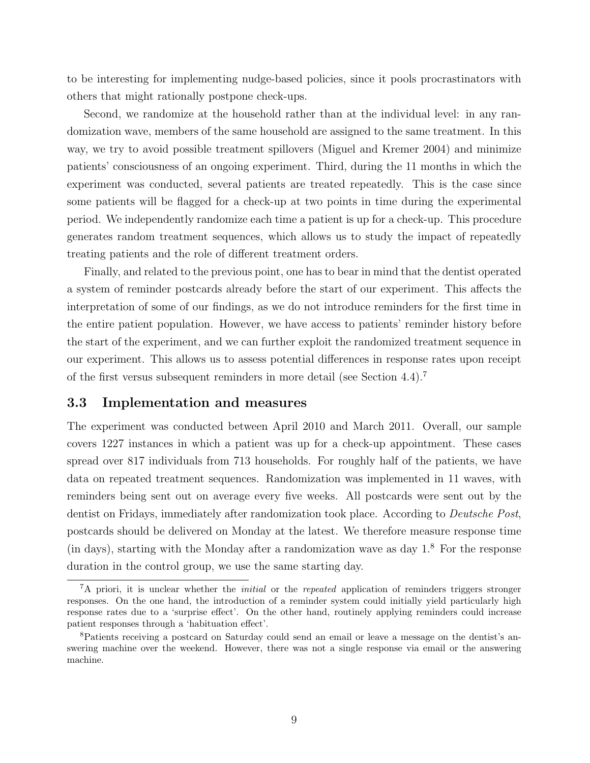to be interesting for implementing nudge-based policies, since it pools procrastinators with others that might rationally postpone check-ups.

Second, we randomize at the household rather than at the individual level: in any randomization wave, members of the same household are assigned to the same treatment. In this way, we try to avoid possible treatment spillovers (Miguel and Kremer 2004) and minimize patients' consciousness of an ongoing experiment. Third, during the 11 months in which the experiment was conducted, several patients are treated repeatedly. This is the case since some patients will be flagged for a check-up at two points in time during the experimental period. We independently randomize each time a patient is up for a check-up. This procedure generates random treatment sequences, which allows us to study the impact of repeatedly treating patients and the role of different treatment orders.

Finally, and related to the previous point, one has to bear in mind that the dentist operated a system of reminder postcards already before the start of our experiment. This affects the interpretation of some of our findings, as we do not introduce reminders for the first time in the entire patient population. However, we have access to patients' reminder history before the start of the experiment, and we can further exploit the randomized treatment sequence in our experiment. This allows us to assess potential differences in response rates upon receipt of the first versus subsequent reminders in more detail (see Section 4.4).[7]

## 3.3 Implementation and measures

The experiment was conducted between April 2010 and March 2011. Overall, our sample covers 1227 instances in which a patient was up for a check-up appointment. These cases spread over 817 individuals from 713 households. For roughly half of the patients, we have data on repeated treatment sequences. Randomization was implemented in 11 waves, with reminders being sent out on average every five weeks. All postcards were sent out by the dentist on Fridays, immediately after randomization took place. According to *Deutsche Post*, postcards should be delivered on Monday at the latest. We therefore measure response time (in days), starting with the Monday after a randomization wave as day 1.[8] For the response duration in the control group, we use the same starting day.

[7] A priori, it is unclear whether the *initial* or the *repeated* application of reminders triggers stronger responses. On the one hand, the introduction of a reminder system could initially yield particularly high response rates due to a 'surprise effect'. On the other hand, routinely applying reminders could increase patient responses through a 'habituation effect'.

[8] Patients receiving a postcard on Saturday could send an email or leave a message on the dentist's answering machine over the weekend. However, there was not a single response via email or the answering machine.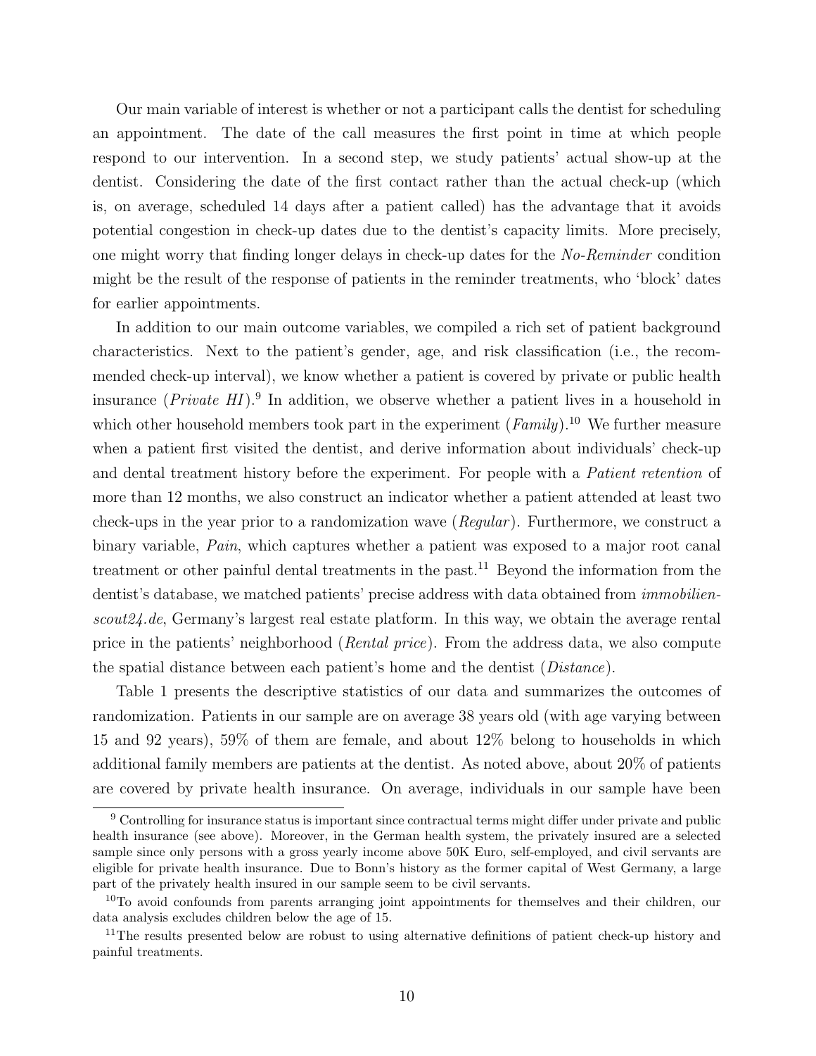Our main variable of interest is whether or not a participant calls the dentist for scheduling an appointment. The date of the call measures the first point in time at which people respond to our intervention. In a second step, we study patients' actual show-up at the dentist. Considering the date of the first contact rather than the actual check-up (which is, on average, scheduled 14 days after a patient called) has the advantage that it avoids potential congestion in check-up dates due to the dentist's capacity limits. More precisely, one might worry that finding longer delays in check-up dates for the *No-Reminder* condition might be the result of the response of patients in the reminder treatments, who 'block' dates for earlier appointments.

In addition to our main outcome variables, we compiled a rich set of patient background characteristics. Next to the patient's gender, age, and risk classification (i.e., the recommended check-up interval), we know whether a patient is covered by private or public health insurance (*Private HI*).[9] In addition, we observe whether a patient lives in a household in which other household members took part in the experiment (*Family*).[10] We further measure when a patient first visited the dentist, and derive information about individuals' check-up and dental treatment history before the experiment. For people with a *Patient retention* of more than 12 months, we also construct an indicator whether a patient attended at least two check-ups in the year prior to a randomization wave (*Regular*). Furthermore, we construct a binary variable, *Pain*, which captures whether a patient was exposed to a major root canal treatment or other painful dental treatments in the past.[11] Beyond the information from the dentist's database, we matched patients' precise address with data obtained from *immobilienscout24.de*, Germany's largest real estate platform. In this way, we obtain the average rental price in the patients' neighborhood (*Rental price*). From the address data, we also compute the spatial distance between each patient's home and the dentist (*Distance*).

Table 1 presents the descriptive statistics of our data and summarizes the outcomes of randomization. Patients in our sample are on average 38 years old (with age varying between 15 and 92 years), 59% of them are female, and about 12% belong to households in which additional family members are patients at the dentist. As noted above, about 20% of patients are covered by private health insurance. On average, individuals in our sample have been

---

[9] Controlling for insurance status is important since contractual terms might differ under private and public health insurance (see above). Moreover, in the German health system, the privately insured are a selected sample since only persons with a gross yearly income above 50K Euro, self-employed, and civil servants are eligible for private health insurance. Due to Bonn's history as the former capital of West Germany, a large part of the privately health insured in our sample seem to be civil servants.

[10] To avoid confounds from parents arranging joint appointments for themselves and their children, our data analysis excludes children below the age of 15.

[11] The results presented below are robust to using alternative definitions of patient check-up history and painful treatments.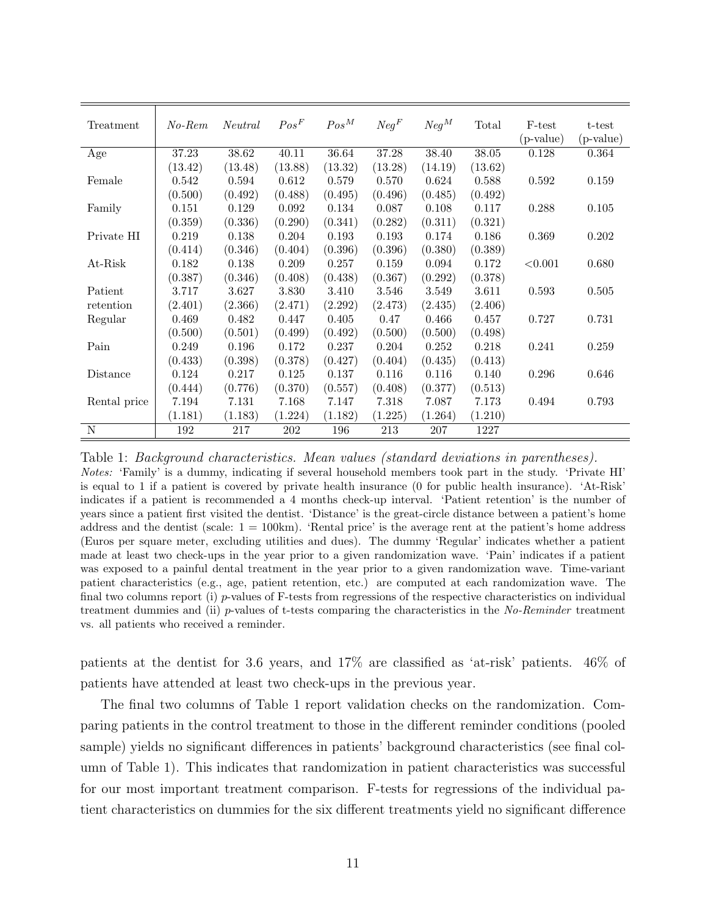| Treatment | *No-Rem* | *Neutral* | $Pos^F$ | $Pos^M$ | $Neg^F$ | $Neg^M$ | Total | F-test (p-value) | t-test (p-value) |
|---|---|---|---|---|---|---|---|---|---|
| Age | 37.23 | 38.62 | 40.11 | 36.64 | 37.28 | 38.40 | 38.05 | 0.128 | 0.364 |
| | (13.42) | (13.48) | (13.88) | (13.32) | (13.28) | (14.19) | (13.62) | | |
| Female | 0.542 | 0.594 | 0.612 | 0.579 | 0.570 | 0.624 | 0.588 | 0.592 | 0.159 |
| | (0.500) | (0.492) | (0.488) | (0.495) | (0.496) | (0.485) | (0.492) | | |
| Family | 0.151 | 0.129 | 0.092 | 0.134 | 0.087 | 0.108 | 0.117 | 0.288 | 0.105 |
| | (0.359) | (0.336) | (0.290) | (0.341) | (0.282) | (0.311) | (0.321) | | |
| Private HI | 0.219 | 0.138 | 0.204 | 0.193 | 0.193 | 0.174 | 0.186 | 0.369 | 0.202 |
| | (0.414) | (0.346) | (0.404) | (0.396) | (0.396) | (0.380) | (0.389) | | |
| At-Risk | 0.182 | 0.138 | 0.209 | 0.257 | 0.159 | 0.094 | 0.172 | <0.001 | 0.680 |
| | (0.387) | (0.346) | (0.408) | (0.438) | (0.367) | (0.292) | (0.378) | | |
| Patient retention | 3.717 | 3.627 | 3.830 | 3.410 | 3.546 | 3.549 | 3.611 | 0.593 | 0.505 |
| | (2.401) | (2.366) | (2.471) | (2.292) | (2.473) | (2.435) | (2.406) | | |
| Regular | 0.469 | 0.482 | 0.447 | 0.405 | 0.47 | 0.466 | 0.457 | 0.727 | 0.731 |
| | (0.500) | (0.501) | (0.499) | (0.492) | (0.500) | (0.500) | (0.498) | | |
| Pain | 0.249 | 0.196 | 0.172 | 0.237 | 0.204 | 0.252 | 0.218 | 0.241 | 0.259 |
| | (0.433) | (0.398) | (0.378) | (0.427) | (0.404) | (0.435) | (0.413) | | |
| Distance | 0.124 | 0.217 | 0.125 | 0.137 | 0.116 | 0.116 | 0.140 | 0.296 | 0.646 |
| | (0.444) | (0.776) | (0.370) | (0.557) | (0.408) | (0.377) | (0.513) | | |
| Rental price | 7.194 | 7.131 | 7.168 | 7.147 | 7.318 | 7.087 | 7.173 | 0.494 | 0.793 |
| | (1.181) | (1.183) | (1.224) | (1.182) | (1.225) | (1.264) | (1.210) | | |
| N | 192 | 217 | 202 | 196 | 213 | 207 | 1227 | | |

Table 1: *Background characteristics. Mean values (standard deviations in parentheses).*
*Notes:* 'Family' is a dummy, indicating if several household members took part in the study. 'Private HI' is equal to 1 if a patient is covered by private health insurance (0 for public health insurance). 'At-Risk' indicates if a patient is recommended a 4 months check-up interval. 'Patient retention' is the number of years since a patient first visited the dentist. 'Distance' is the great-circle distance between a patient's home address and the dentist (scale: 1 = 100km). 'Rental price' is the average rent at the patient's home address (Euros per square meter, excluding utilities and dues). The dummy 'Regular' indicates whether a patient made at least two check-ups in the year prior to a given randomization wave. 'Pain' indicates if a patient was exposed to a painful dental treatment in the year prior to a given randomization wave. Time-variant patient characteristics (e.g., age, patient retention, etc.) are computed at each randomization wave. The final two columns report (i) $p$-values of F-tests from regressions of the respective characteristics on individual treatment dummies and (ii) $p$-values of t-tests comparing the characteristics in the *No-Reminder* treatment vs. all patients who received a reminder.

patients at the dentist for 3.6 years, and 17% are classified as 'at-risk' patients. 46% of patients have attended at least two check-ups in the previous year.

The final two columns of Table 1 report validation checks on the randomization. Comparing patients in the control treatment to those in the different reminder conditions (pooled sample) yields no significant differences in patients' background characteristics (see final column of Table 1). This indicates that randomization in patient characteristics was successful for our most important treatment comparison. F-tests for regressions of the individual patient characteristics on dummies for the six different treatments yield no significant difference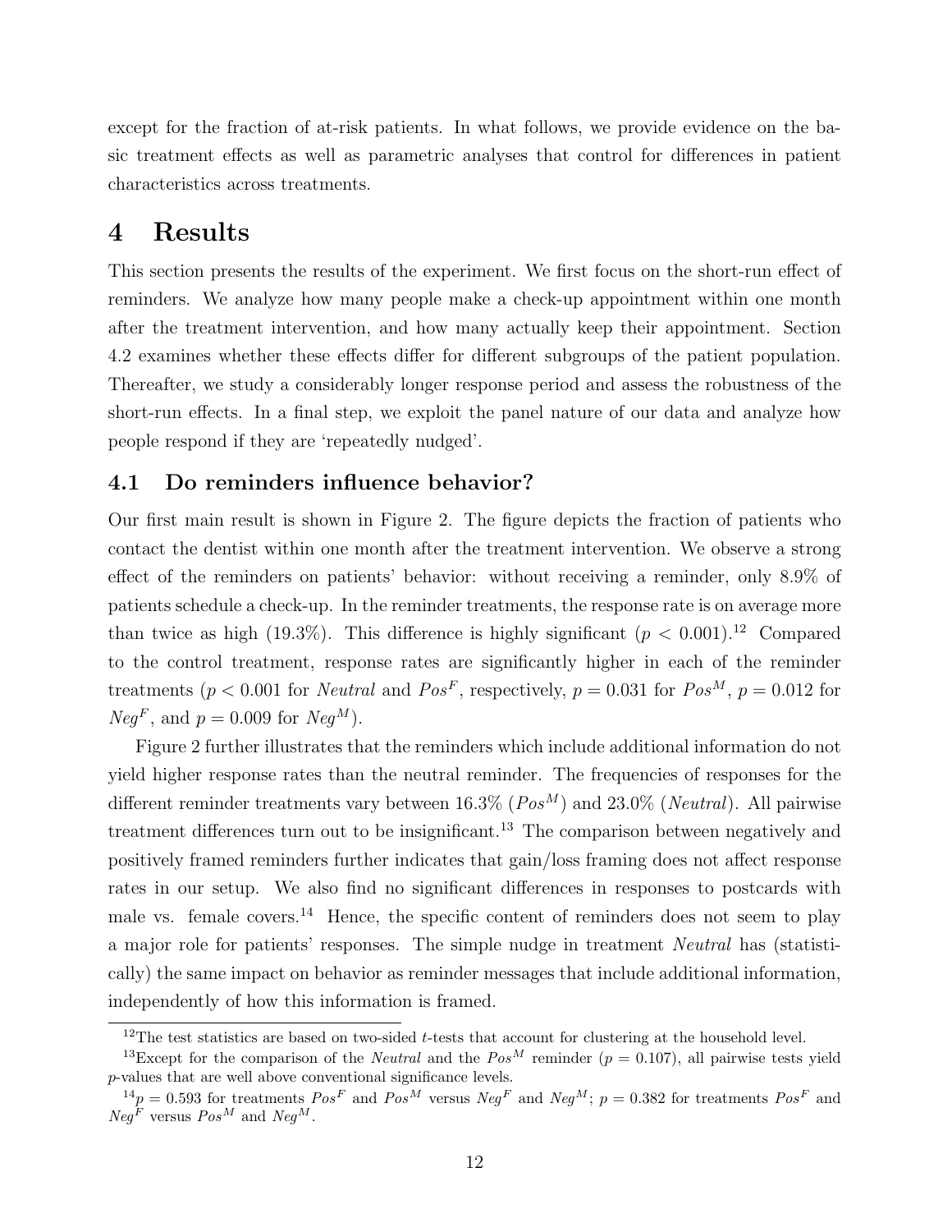except for the fraction of at-risk patients. In what follows, we provide evidence on the basic treatment effects as well as parametric analyses that control for differences in patient characteristics across treatments.

# 4 Results

This section presents the results of the experiment. We first focus on the short-run effect of reminders. We analyze how many people make a check-up appointment within one month after the treatment intervention, and how many actually keep their appointment. Section 4.2 examines whether these effects differ for different subgroups of the patient population. Thereafter, we study a considerably longer response period and assess the robustness of the short-run effects. In a final step, we exploit the panel nature of our data and analyze how people respond if they are 'repeatedly nudged'.

## 4.1 Do reminders influence behavior?

Our first main result is shown in Figure 2. The figure depicts the fraction of patients who contact the dentist within one month after the treatment intervention. We observe a strong effect of the reminders on patients' behavior: without receiving a reminder, only 8.9% of patients schedule a check-up. In the reminder treatments, the response rate is on average more than twice as high (19.3%). This difference is highly significant ($p < 0.001$).[12] Compared to the control treatment, response rates are significantly higher in each of the reminder treatments ($p < 0.001$ for *Neutral* and $Pos^F$, respectively, $p = 0.031$ for $Pos^M$, $p = 0.012$ for $Neg^F$, and $p = 0.009$ for $Neg^M$).

Figure 2 further illustrates that the reminders which include additional information do not yield higher response rates than the neutral reminder. The frequencies of responses for the different reminder treatments vary between 16.3% ($Pos^M$) and 23.0% (*Neutral*). All pairwise treatment differences turn out to be insignificant.[13] The comparison between negatively and positively framed reminders further indicates that gain/loss framing does not affect response rates in our setup. We also find no significant differences in responses to postcards with male vs. female covers.[14] Hence, the specific content of reminders does not seem to play a major role for patients' responses. The simple nudge in treatment *Neutral* has (statistically) the same impact on behavior as reminder messages that include additional information, independently of how this information is framed.

[12] The test statistics are based on two-sided $t$-tests that account for clustering at the household level.

[13] Except for the comparison of the *Neutral* and the $Pos^M$ reminder ($p = 0.107$), all pairwise tests yield $p$-values that are well above conventional significance levels.

[14] $p = 0.593$ for treatments $Pos^F$ and $Pos^M$ versus $Neg^F$ and $Neg^M$; $p = 0.382$ for treatments $Pos^F$ and $Neg^F$ versus $Pos^M$ and $Neg^M$.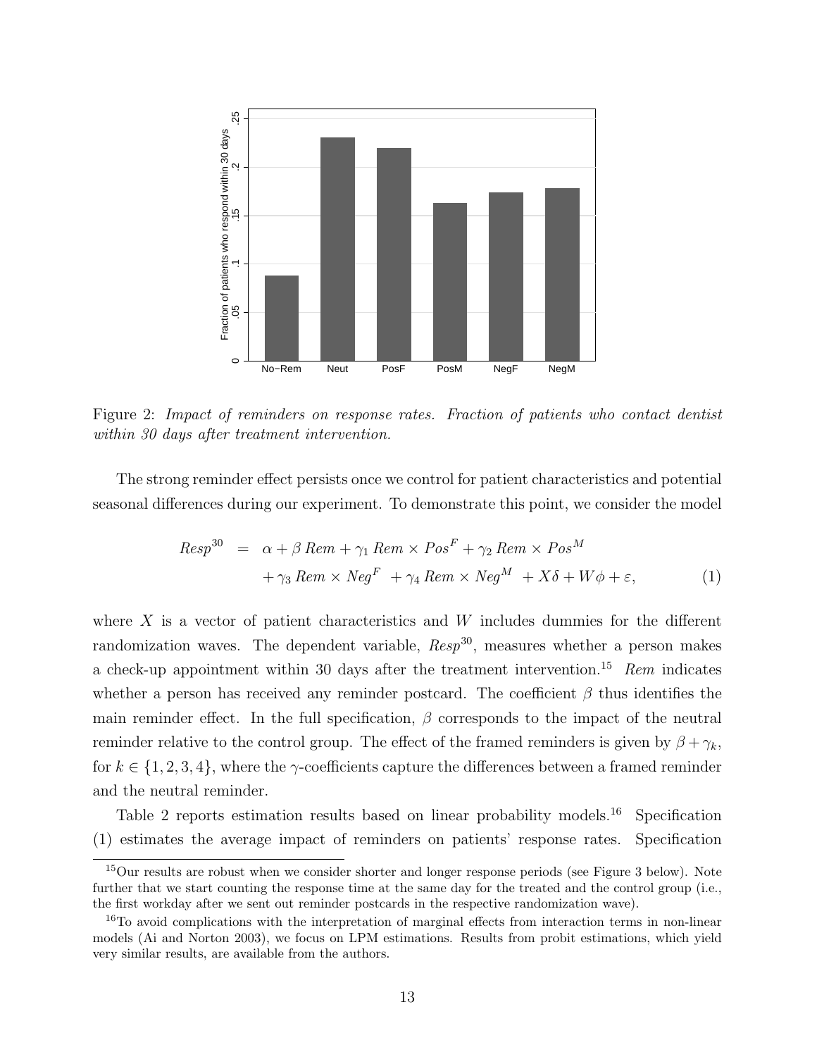Figure 2: *Impact of reminders on response rates. Fraction of patients who contact dentist within 30 days after treatment intervention.*

The strong reminder effect persists once we control for patient characteristics and potential seasonal differences during our experiment. To demonstrate this point, we consider the model

$$
\begin{aligned}
Resp^{30} \quad = \quad & \alpha + \beta\, Rem + \gamma_1\, Rem \times Pos^F + \gamma_2\, Rem \times Pos^M \\
& + \gamma_3\, Rem \times Neg^F \; + \gamma_4\, Rem \times Neg^M \; + X\delta + W\phi + \varepsilon, \qquad (1)
\end{aligned}
$$

where $X$ is a vector of patient characteristics and $W$ includes dummies for the different randomization waves. The dependent variable, $Resp^{30}$, measures whether a person makes a check-up appointment within 30 days after the treatment intervention.[15] *Rem* indicates whether a person has received any reminder postcard. The coefficient $\beta$ thus identifies the main reminder effect. In the full specification, $\beta$ corresponds to the impact of the neutral reminder relative to the control group. The effect of the framed reminders is given by $\beta + \gamma_k$, for $k \in \{1, 2, 3, 4\}$, where the $\gamma$-coefficients capture the differences between a framed reminder and the neutral reminder.

Table 2 reports estimation results based on linear probability models.[16] Specification (1) estimates the average impact of reminders on patients' response rates. Specification

[15] Our results are robust when we consider shorter and longer response periods (see Figure 3 below). Note further that we start counting the response time at the same day for the treated and the control group (i.e., the first workday after we sent out reminder postcards in the respective randomization wave).

[16] To avoid complications with the interpretation of marginal effects from interaction terms in non-linear models (Ai and Norton 2003), we focus on LPM estimations. Results from probit estimations, which yield very similar results, are available from the authors.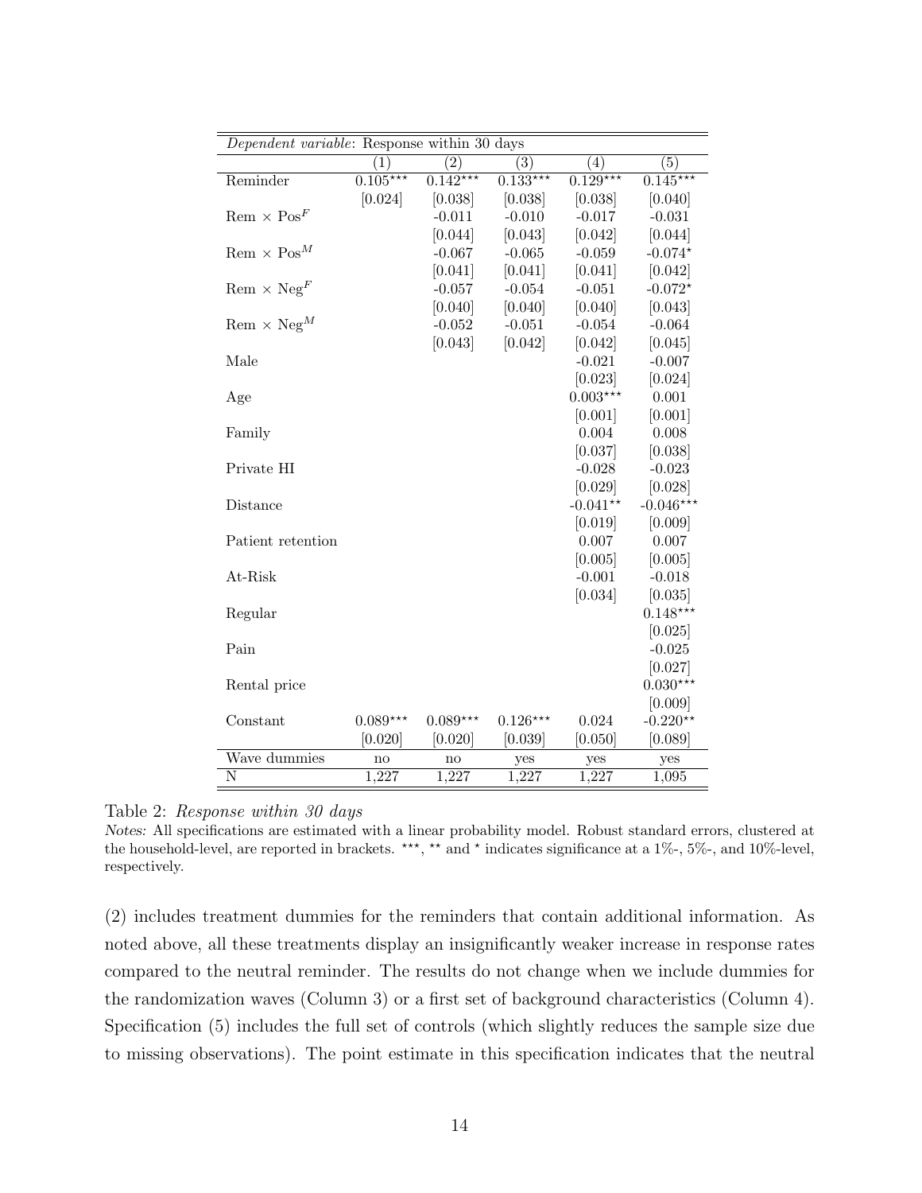| *Dependent variable*: Response within 30 days | | | | | |
|---|---|---|---|---|---|
| | (1) | (2) | (3) | (4) | (5) |
| Reminder | 0.105*** | 0.142*** | 0.133*** | 0.129*** | 0.145*** |
| | [0.024] | [0.038] | [0.038] | [0.038] | [0.040] |
| Rem × $Pos^F$ | | -0.011 | -0.010 | -0.017 | -0.031 |
| | | [0.044] | [0.043] | [0.042] | [0.044] |
| Rem × $Pos^M$ | | -0.067 | -0.065 | -0.059 | -0.074* |
| | | [0.041] | [0.041] | [0.041] | [0.042] |
| Rem × $Neg^F$ | | -0.057 | -0.054 | -0.051 | -0.072* |
| | | [0.040] | [0.040] | [0.040] | [0.043] |
| Rem × $Neg^M$ | | -0.052 | -0.051 | -0.054 | -0.064 |
| | | [0.043] | [0.042] | [0.042] | [0.045] |
| Male | | | | -0.021 | -0.007 |
| | | | | [0.023] | [0.024] |
| Age | | | | 0.003*** | 0.001 |
| | | | | [0.001] | [0.001] |
| Family | | | | 0.004 | 0.008 |
| | | | | [0.037] | [0.038] |
| Private HI | | | | -0.028 | -0.023 |
| | | | | [0.029] | [0.028] |
| Distance | | | | -0.041** | -0.046*** |
| | | | | [0.019] | [0.009] |
| Patient retention | | | | 0.007 | 0.007 |
| | | | | [0.005] | [0.005] |
| At-Risk | | | | -0.001 | -0.018 |
| | | | | [0.034] | [0.035] |
| Regular | | | | | 0.148*** |
| | | | | | [0.025] |
| Pain | | | | | -0.025 |
| | | | | | [0.027] |
| Rental price | | | | | 0.030*** |
| | | | | | [0.009] |
| Constant | 0.089*** | 0.089*** | 0.126*** | 0.024 | -0.220** |
| | [0.020] | [0.020] | [0.039] | [0.050] | [0.089] |
| Wave dummies | no | no | yes | yes | yes |
| N | 1,227 | 1,227 | 1,227 | 1,227 | 1,095 |

Table 2: *Response within 30 days*

*Notes:* All specifications are estimated with a linear probability model. Robust standard errors, clustered at the household-level, are reported in brackets. ***, ** and * indicates significance at a 1%-, 5%-, and 10%-level, respectively.

(2) includes treatment dummies for the reminders that contain additional information. As noted above, all these treatments display an insignificantly weaker increase in response rates compared to the neutral reminder. The results do not change when we include dummies for the randomization waves (Column 3) or a first set of background characteristics (Column 4). Specification (5) includes the full set of controls (which slightly reduces the sample size due to missing observations). The point estimate in this specification indicates that the neutral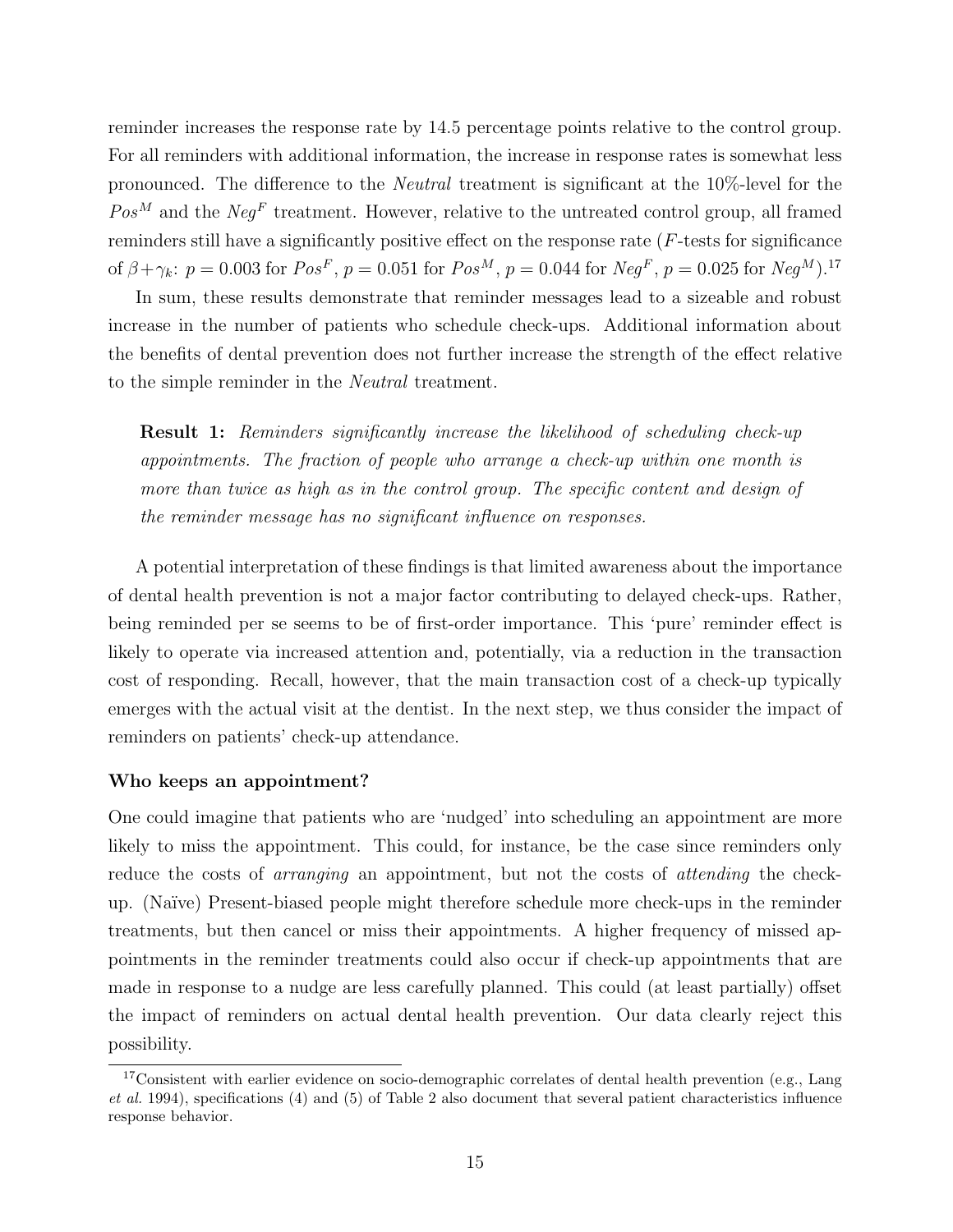reminder increases the response rate by 14.5 percentage points relative to the control group. For all reminders with additional information, the increase in response rates is somewhat less pronounced. The difference to the *Neutral* treatment is significant at the 10%-level for the $Pos^M$ and the $Neg^F$ treatment. However, relative to the untreated control group, all framed reminders still have a significantly positive effect on the response rate ($F$-tests for significance of $\beta + \gamma_k$: $p = 0.003$ for $Pos^F$, $p = 0.051$ for $Pos^M$, $p = 0.044$ for $Neg^F$, $p = 0.025$ for $Neg^M$).[17]

In sum, these results demonstrate that reminder messages lead to a sizeable and robust increase in the number of patients who schedule check-ups. Additional information about the benefits of dental prevention does not further increase the strength of the effect relative to the simple reminder in the *Neutral* treatment.

> **Result 1:** *Reminders significantly increase the likelihood of scheduling check-up appointments. The fraction of people who arrange a check-up within one month is more than twice as high as in the control group. The specific content and design of the reminder message has no significant influence on responses.*

A potential interpretation of these findings is that limited awareness about the importance of dental health prevention is not a major factor contributing to delayed check-ups. Rather, being reminded per se seems to be of first-order importance. This 'pure' reminder effect is likely to operate via increased attention and, potentially, via a reduction in the transaction cost of responding. Recall, however, that the main transaction cost of a check-up typically emerges with the actual visit at the dentist. In the next step, we thus consider the impact of reminders on patients' check-up attendance.

**Who keeps an appointment?**

One could imagine that patients who are 'nudged' into scheduling an appointment are more likely to miss the appointment. This could, for instance, be the case since reminders only reduce the costs of *arranging* an appointment, but not the costs of *attending* the check-up. (Naïve) Present-biased people might therefore schedule more check-ups in the reminder treatments, but then cancel or miss their appointments. A higher frequency of missed appointments in the reminder treatments could also occur if check-up appointments that are made in response to a nudge are less carefully planned. This could (at least partially) offset the impact of reminders on actual dental health prevention. Our data clearly reject this possibility.

[17] Consistent with earlier evidence on socio-demographic correlates of dental health prevention (e.g., Lang *et al.* 1994), specifications (4) and (5) of Table 2 also document that several patient characteristics influence response behavior.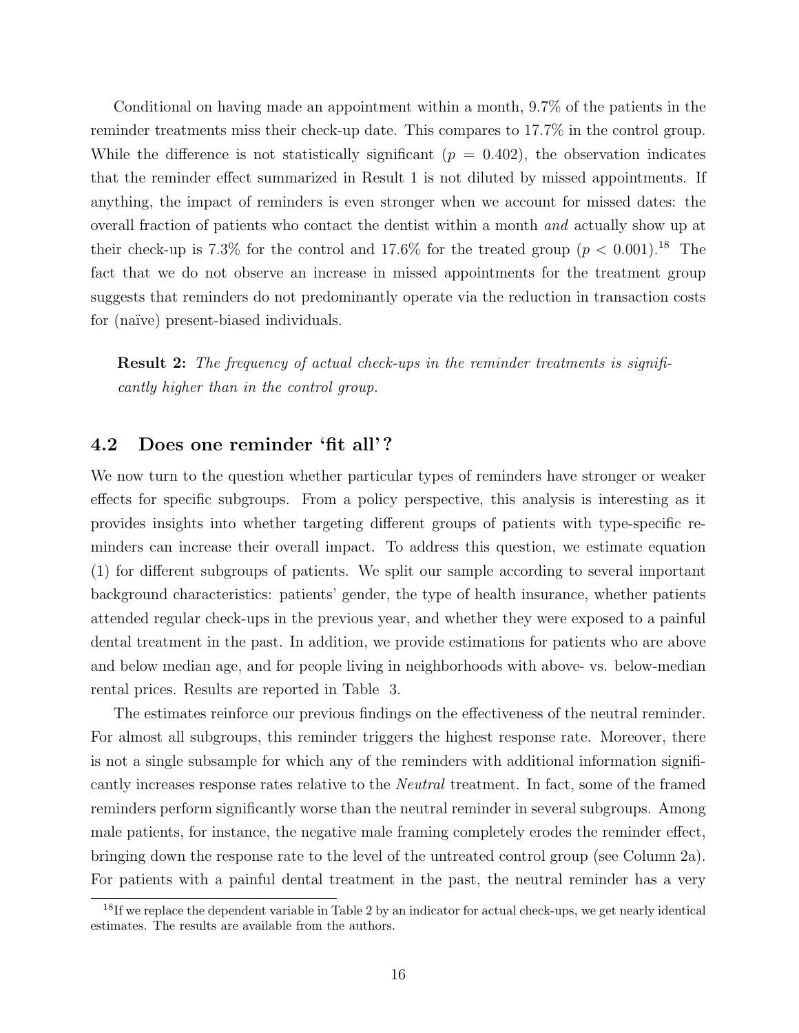Conditional on having made an appointment within a month, 9.7% of the patients in the reminder treatments miss their check-up date. This compares to 17.7% in the control group. While the difference is not statistically significant ($p = 0.402$), the observation indicates that the reminder effect summarized in Result 1 is not diluted by missed appointments. If anything, the impact of reminders is even stronger when we account for missed dates: the overall fraction of patients who contact the dentist within a month *and* actually show up at their check-up is 7.3% for the control and 17.6% for the treated group ($p < 0.001$).[18] The fact that we do not observe an increase in missed appointments for the treatment group suggests that reminders do not predominantly operate via the reduction in transaction costs for (naïve) present-biased individuals.

> **Result 2:** *The frequency of actual check-ups in the reminder treatments is significantly higher than in the control group.*

## 4.2 Does one reminder 'fit all'?

We now turn to the question whether particular types of reminders have stronger or weaker effects for specific subgroups. From a policy perspective, this analysis is interesting as it provides insights into whether targeting different groups of patients with type-specific reminders can increase their overall impact. To address this question, we estimate equation (1) for different subgroups of patients. We split our sample according to several important background characteristics: patients' gender, the type of health insurance, whether patients attended regular check-ups in the previous year, and whether they were exposed to a painful dental treatment in the past. In addition, we provide estimations for patients who are above and below median age, and for people living in neighborhoods with above- vs. below-median rental prices. Results are reported in Table 3.

The estimates reinforce our previous findings on the effectiveness of the neutral reminder. For almost all subgroups, this reminder triggers the highest response rate. Moreover, there is not a single subsample for which any of the reminders with additional information significantly increases response rates relative to the *Neutral* treatment. In fact, some of the framed reminders perform significantly worse than the neutral reminder in several subgroups. Among male patients, for instance, the negative male framing completely erodes the reminder effect, bringing down the response rate to the level of the untreated control group (see Column 2a). For patients with a painful dental treatment in the past, the neutral reminder has a very

[18] If we replace the dependent variable in Table 2 by an indicator for actual check-ups, we get nearly identical estimates. The results are available from the authors.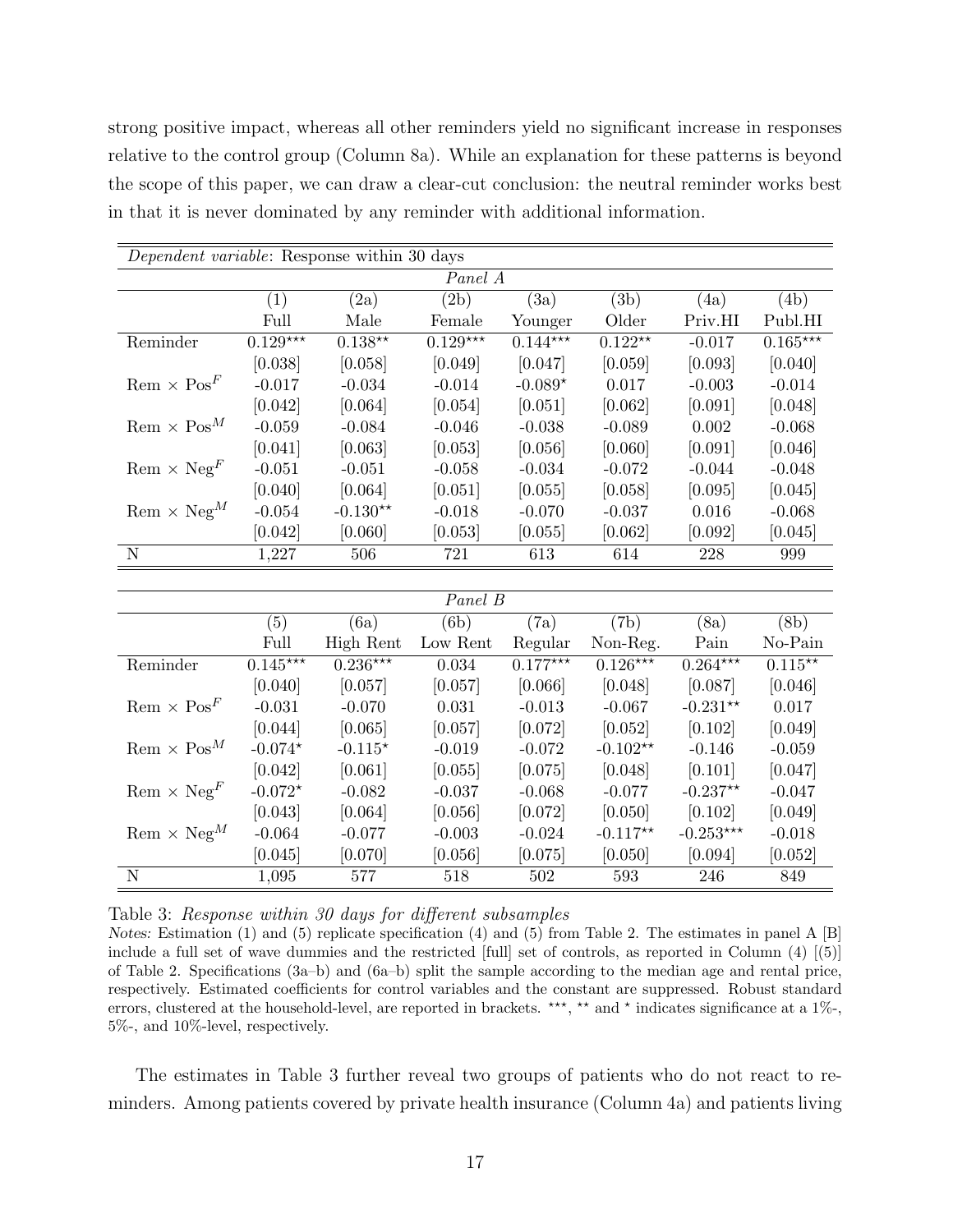strong positive impact, whereas all other reminders yield no significant increase in responses relative to the control group (Column 8a). While an explanation for these patterns is beyond the scope of this paper, we can draw a clear-cut conclusion: the neutral reminder works best in that it is never dominated by any reminder with additional information.

| *Dependent variable*: Response within 30 days | | | | | | | |
|---|---|---|---|---|---|---|---|
| *Panel A* | | | | | | | |
| | (1) | (2a) | (2b) | (3a) | (3b) | (4a) | (4b) |
| | Full | Male | Female | Younger | Older | Priv.HI | Publ.HI |
| Reminder | $0.129^{\star\star\star}$ | $0.138^{\star\star}$ | $0.129^{\star\star\star}$ | $0.144^{\star\star\star}$ | $0.122^{\star\star}$ | -0.017 | $0.165^{\star\star\star}$ |
| | [0.038] | [0.058] | [0.049] | [0.047] | [0.059] | [0.093] | [0.040] |
| Rem × $\text{Pos}^F$ | -0.017 | -0.034 | -0.014 | $-0.089^{\star}$ | 0.017 | -0.003 | -0.014 |
| | [0.042] | [0.064] | [0.054] | [0.051] | [0.062] | [0.091] | [0.048] |
| Rem × $\text{Pos}^M$ | -0.059 | -0.084 | -0.046 | -0.038 | -0.089 | 0.002 | -0.068 |
| | [0.041] | [0.063] | [0.053] | [0.056] | [0.060] | [0.091] | [0.046] |
| Rem × $\text{Neg}^F$ | -0.051 | -0.051 | -0.058 | -0.034 | -0.072 | -0.044 | -0.048 |
| | [0.040] | [0.064] | [0.051] | [0.055] | [0.058] | [0.095] | [0.045] |
| Rem × $\text{Neg}^M$ | -0.054 | $-0.130^{\star\star}$ | -0.018 | -0.070 | -0.037 | 0.016 | -0.068 |
| | [0.042] | [0.060] | [0.053] | [0.055] | [0.062] | [0.092] | [0.045] |
| N | 1,227 | 506 | 721 | 613 | 614 | 228 | 999 |
| *Panel B* | | | | | | | |
| | (5) | (6a) | (6b) | (7a) | (7b) | (8a) | (8b) |
| | Full | High Rent | Low Rent | Regular | Non-Reg. | Pain | No-Pain |
| Reminder | $0.145^{\star\star\star}$ | $0.236^{\star\star\star}$ | 0.034 | $0.177^{\star\star\star}$ | $0.126^{\star\star\star}$ | $0.264^{\star\star\star}$ | $0.115^{\star\star}$ |
| | [0.040] | [0.057] | [0.057] | [0.066] | [0.048] | [0.087] | [0.046] |
| Rem × $\text{Pos}^F$ | -0.031 | -0.070 | 0.031 | -0.013 | -0.067 | $-0.231^{\star\star}$ | 0.017 |
| | [0.044] | [0.065] | [0.057] | [0.072] | [0.052] | [0.102] | [0.049] |
| Rem × $\text{Pos}^M$ | $-0.074^{\star}$ | $-0.115^{\star}$ | -0.019 | -0.072 | $-0.102^{\star\star}$ | -0.146 | -0.059 |
| | [0.042] | [0.061] | [0.055] | [0.075] | [0.048] | [0.101] | [0.047] |
| Rem × $\text{Neg}^F$ | $-0.072^{\star}$ | -0.082 | -0.037 | -0.068 | -0.077 | $-0.237^{\star\star}$ | -0.047 |
| | [0.043] | [0.064] | [0.056] | [0.072] | [0.050] | [0.102] | [0.049] |
| Rem × $\text{Neg}^M$ | -0.064 | -0.077 | -0.003 | -0.024 | $-0.117^{\star\star}$ | $-0.253^{\star\star\star}$ | -0.018 |
| | [0.045] | [0.070] | [0.056] | [0.075] | [0.050] | [0.094] | [0.052] |
| N | 1,095 | 577 | 518 | 502 | 593 | 246 | 849 |

Table 3: *Response within 30 days for different subsamples*

*Notes:* Estimation (1) and (5) replicate specification (4) and (5) from Table 2. The estimates in panel A [B] include a full set of wave dummies and the restricted [full] set of controls, as reported in Column (4) [(5)] of Table 2. Specifications (3a–b) and (6a–b) split the sample according to the median age and rental price, respectively. Estimated coefficients for control variables and the constant are suppressed. Robust standard errors, clustered at the household-level, are reported in brackets. $^{\star\star\star}$, $^{\star\star}$ and $^{\star}$ indicates significance at a 1%-, 5%-, and 10%-level, respectively.

The estimates in Table 3 further reveal two groups of patients who do not react to reminders. Among patients covered by private health insurance (Column 4a) and patients living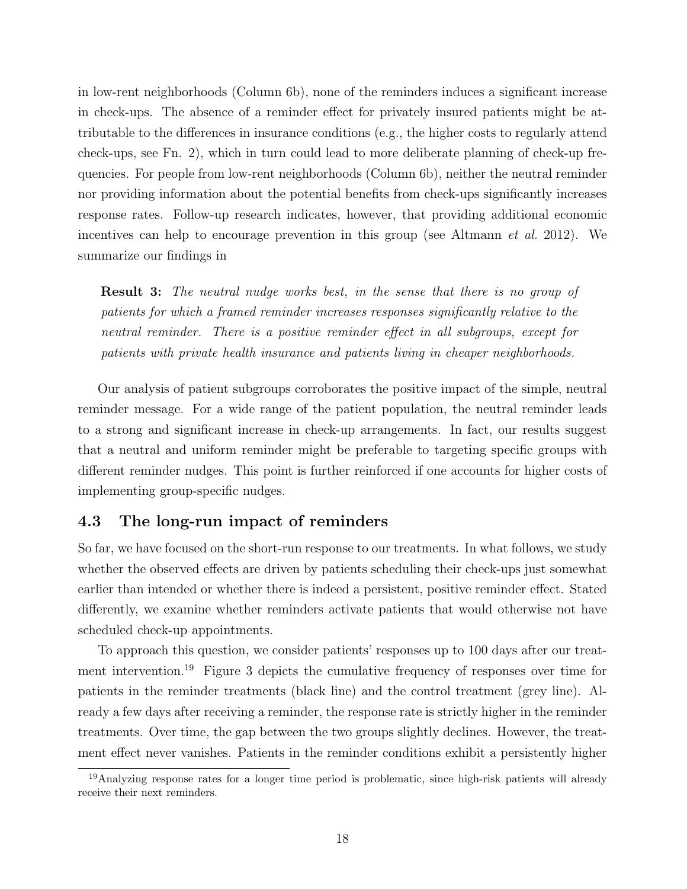in low-rent neighborhoods (Column 6b), none of the reminders induces a significant increase in check-ups. The absence of a reminder effect for privately insured patients might be attributable to the differences in insurance conditions (e.g., the higher costs to regularly attend check-ups, see Fn. 2), which in turn could lead to more deliberate planning of check-up frequencies. For people from low-rent neighborhoods (Column 6b), neither the neutral reminder nor providing information about the potential benefits from check-ups significantly increases response rates. Follow-up research indicates, however, that providing additional economic incentives can help to encourage prevention in this group (see Altmann *et al.* 2012). We summarize our findings in

> **Result 3:** *The neutral nudge works best, in the sense that there is no group of patients for which a framed reminder increases responses significantly relative to the neutral reminder. There is a positive reminder effect in all subgroups, except for patients with private health insurance and patients living in cheaper neighborhoods.*

Our analysis of patient subgroups corroborates the positive impact of the simple, neutral reminder message. For a wide range of the patient population, the neutral reminder leads to a strong and significant increase in check-up arrangements. In fact, our results suggest that a neutral and uniform reminder might be preferable to targeting specific groups with different reminder nudges. This point is further reinforced if one accounts for higher costs of implementing group-specific nudges.

## 4.3 The long-run impact of reminders

So far, we have focused on the short-run response to our treatments. In what follows, we study whether the observed effects are driven by patients scheduling their check-ups just somewhat earlier than intended or whether there is indeed a persistent, positive reminder effect. Stated differently, we examine whether reminders activate patients that would otherwise not have scheduled check-up appointments.

To approach this question, we consider patients' responses up to 100 days after our treatment intervention.[19] Figure 3 depicts the cumulative frequency of responses over time for patients in the reminder treatments (black line) and the control treatment (grey line). Already a few days after receiving a reminder, the response rate is strictly higher in the reminder treatments. Over time, the gap between the two groups slightly declines. However, the treatment effect never vanishes. Patients in the reminder conditions exhibit a persistently higher

[19] Analyzing response rates for a longer time period is problematic, since high-risk patients will already receive their next reminders.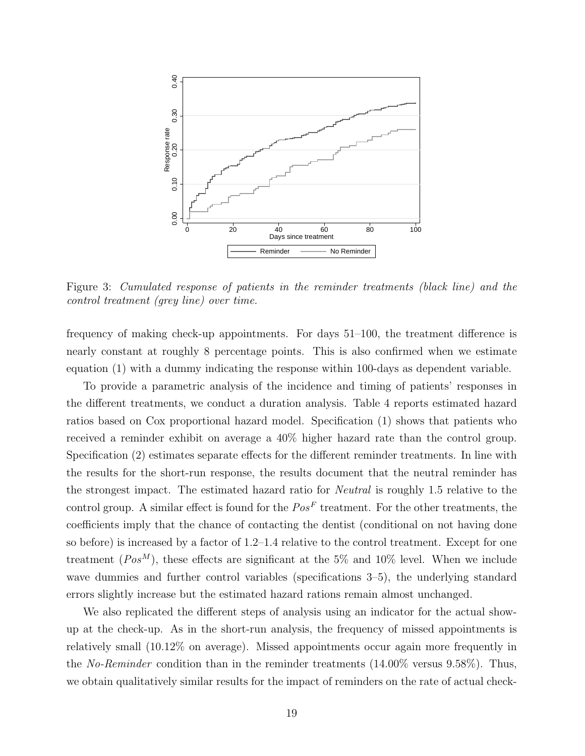Figure 3: *Cumulated response of patients in the reminder treatments (black line) and the control treatment (grey line) over time.*

frequency of making check-up appointments. For days 51–100, the treatment difference is nearly constant at roughly 8 percentage points. This is also confirmed when we estimate equation (1) with a dummy indicating the response within 100-days as dependent variable.

To provide a parametric analysis of the incidence and timing of patients' responses in the different treatments, we conduct a duration analysis. Table 4 reports estimated hazard ratios based on Cox proportional hazard model. Specification (1) shows that patients who received a reminder exhibit on average a 40% higher hazard rate than the control group. Specification (2) estimates separate effects for the different reminder treatments. In line with the results for the short-run response, the results document that the neutral reminder has the strongest impact. The estimated hazard ratio for *Neutral* is roughly 1.5 relative to the control group. A similar effect is found for the $Pos^F$ treatment. For the other treatments, the coefficients imply that the chance of contacting the dentist (conditional on not having done so before) is increased by a factor of 1.2–1.4 relative to the control treatment. Except for one treatment ($Pos^M$), these effects are significant at the 5% and 10% level. When we include wave dummies and further control variables (specifications 3–5), the underlying standard errors slightly increase but the estimated hazard rations remain almost unchanged.

We also replicated the different steps of analysis using an indicator for the actual show-up at the check-up. As in the short-run analysis, the frequency of missed appointments is relatively small (10.12% on average). Missed appointments occur again more frequently in the *No-Reminder* condition than in the reminder treatments (14.00% versus 9.58%). Thus, we obtain qualitatively similar results for the impact of reminders on the rate of actual check-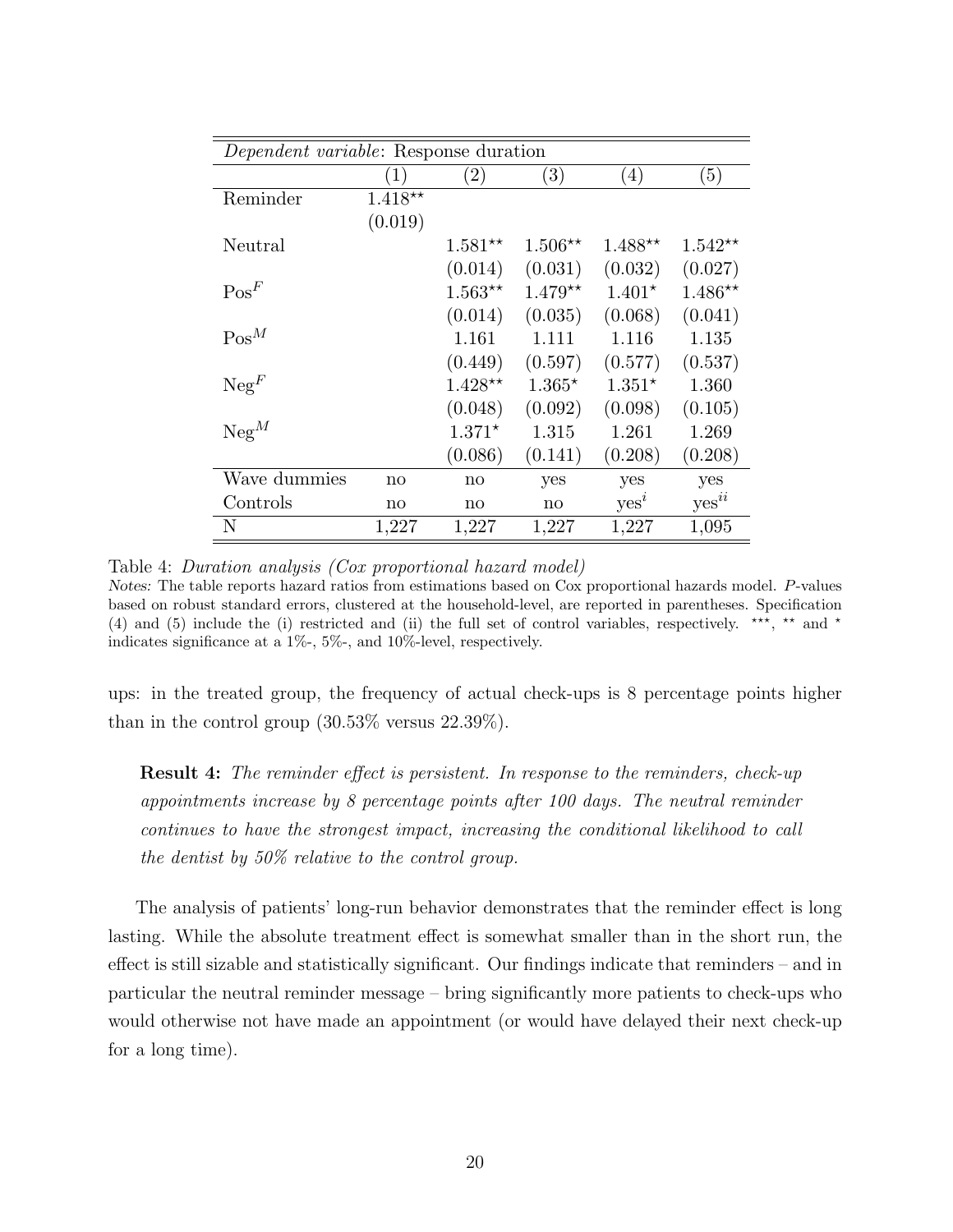| *Dependent variable*: Response duration | | | | | |
|---|---|---|---|---|---|
| | (1) | (2) | (3) | (4) | (5) |
| Reminder | 1.418** | | | | |
| | (0.019) | | | | |
| Neutral | | 1.581** | 1.506** | 1.488** | 1.542** |
| | | (0.014) | (0.031) | (0.032) | (0.027) |
| $\text{Pos}^F$ | | 1.563** | 1.479** | 1.401* | 1.486** |
| | | (0.014) | (0.035) | (0.068) | (0.041) |
| $\text{Pos}^M$ | | 1.161 | 1.111 | 1.116 | 1.135 |
| | | (0.449) | (0.597) | (0.577) | (0.537) |
| $\text{Neg}^F$ | | 1.428** | 1.365* | 1.351* | 1.360 |
| | | (0.048) | (0.092) | (0.098) | (0.105) |
| $\text{Neg}^M$ | | 1.371* | 1.315 | 1.261 | 1.269 |
| | | (0.086) | (0.141) | (0.208) | (0.208) |
| Wave dummies | no | no | yes | yes | yes |
| Controls | no | no | no | yes[i] | yes[ii] |
| N | 1,227 | 1,227 | 1,227 | 1,227 | 1,095 |

Table 4: *Duration analysis (Cox proportional hazard model)*

*Notes:* The table reports hazard ratios from estimations based on Cox proportional hazards model. *P*-values based on robust standard errors, clustered at the household-level, are reported in parentheses. Specification (4) and (5) include the (i) restricted and (ii) the full set of control variables, respectively. ***, ** and * indicates significance at a 1%-, 5%-, and 10%-level, respectively.

ups: in the treated group, the frequency of actual check-ups is 8 percentage points higher than in the control group (30.53% versus 22.39%).

> **Result 4:** *The reminder effect is persistent. In response to the reminders, check-up appointments increase by 8 percentage points after 100 days. The neutral reminder continues to have the strongest impact, increasing the conditional likelihood to call the dentist by 50% relative to the control group.*

The analysis of patients' long-run behavior demonstrates that the reminder effect is long lasting. While the absolute treatment effect is somewhat smaller than in the short run, the effect is still sizable and statistically significant. Our findings indicate that reminders – and in particular the neutral reminder message – bring significantly more patients to check-ups who would otherwise not have made an appointment (or would have delayed their next check-up for a long time).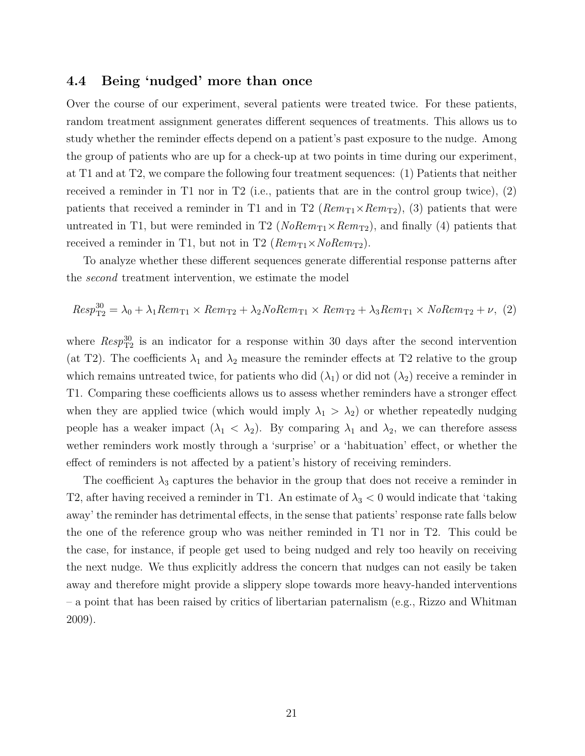## 4.4 Being 'nudged' more than once

Over the course of our experiment, several patients were treated twice. For these patients, random treatment assignment generates different sequences of treatments. This allows us to study whether the reminder effects depend on a patient's past exposure to the nudge. Among the group of patients who are up for a check-up at two points in time during our experiment, at T1 and at T2, we compare the following four treatment sequences: (1) Patients that neither received a reminder in T1 nor in T2 (i.e., patients that are in the control group twice), (2) patients that received a reminder in T1 and in T2 ($Rem_{T1} \times Rem_{T2}$), (3) patients that were untreated in T1, but were reminded in T2 ($NoRem_{T1} \times Rem_{T2}$), and finally (4) patients that received a reminder in T1, but not in T2 ($Rem_{T1} \times NoRem_{T2}$).

To analyze whether these different sequences generate differential response patterns after the *second* treatment intervention, we estimate the model

$$Resp^{30}_{T2} = \lambda_0 + \lambda_1 Rem_{T1} \times Rem_{T2} + \lambda_2 NoRem_{T1} \times Rem_{T2} + \lambda_3 Rem_{T1} \times NoRem_{T2} + \nu, \quad (2)$$

where $Resp^{30}_{T2}$ is an indicator for a response within 30 days after the second intervention (at T2). The coefficients $\lambda_1$ and $\lambda_2$ measure the reminder effects at T2 relative to the group which remains untreated twice, for patients who did ($\lambda_1$) or did not ($\lambda_2$) receive a reminder in T1. Comparing these coefficients allows us to assess whether reminders have a stronger effect when they are applied twice (which would imply $\lambda_1 > \lambda_2$) or whether repeatedly nudging people has a weaker impact ($\lambda_1 < \lambda_2$). By comparing $\lambda_1$ and $\lambda_2$, we can therefore assess wether reminders work mostly through a 'surprise' or a 'habituation' effect, or whether the effect of reminders is not affected by a patient's history of receiving reminders.

The coefficient $\lambda_3$ captures the behavior in the group that does not receive a reminder in T2, after having received a reminder in T1. An estimate of $\lambda_3 < 0$ would indicate that 'taking away' the reminder has detrimental effects, in the sense that patients' response rate falls below the one of the reference group who was neither reminded in T1 nor in T2. This could be the case, for instance, if people get used to being nudged and rely too heavily on receiving the next nudge. We thus explicitly address the concern that nudges can not easily be taken away and therefore might provide a slippery slope towards more heavy-handed interventions – a point that has been raised by critics of libertarian paternalism (e.g., Rizzo and Whitman 2009).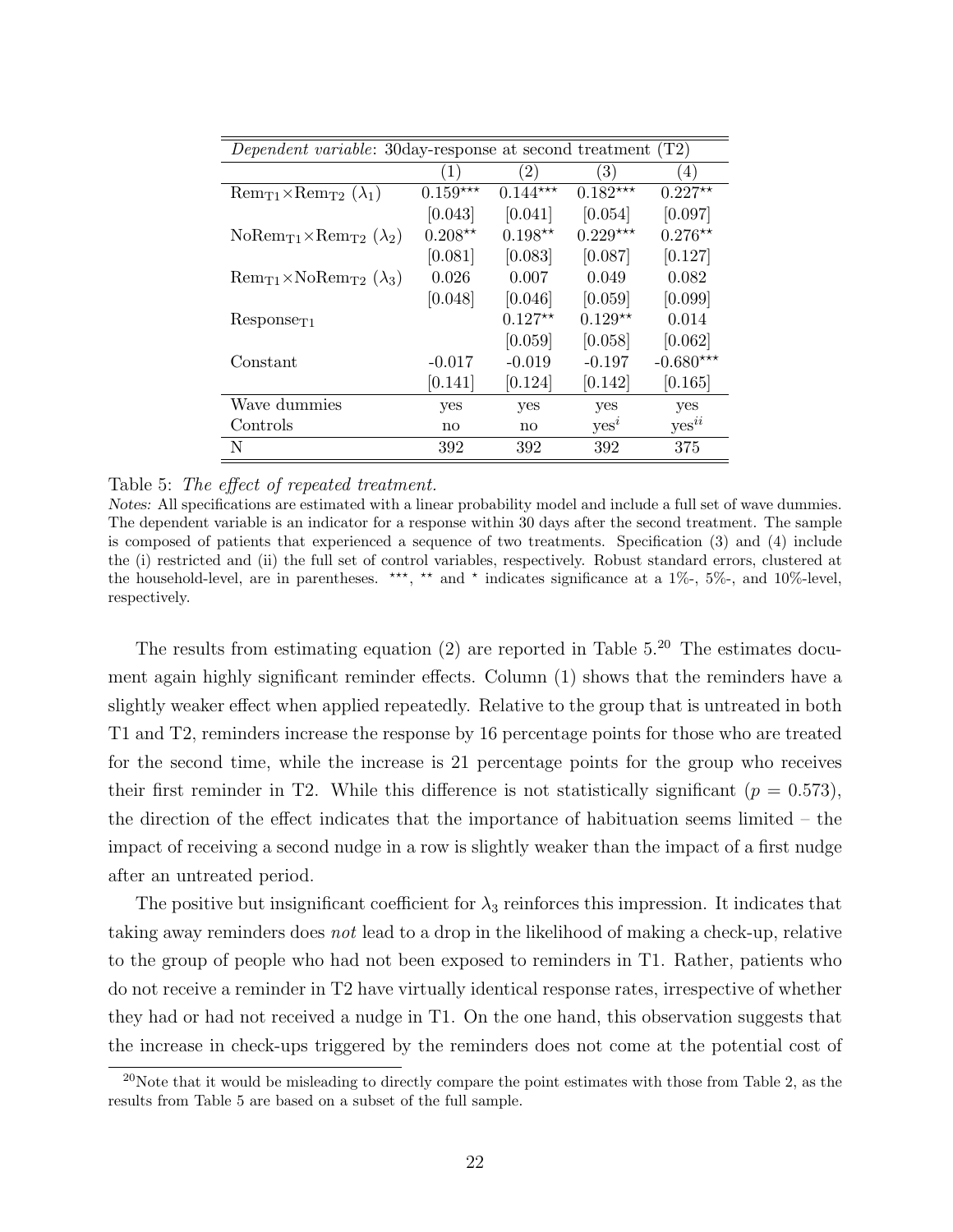| *Dependent variable*: 30day-response at second treatment (T2) | | | | |
|---|---|---|---|---|
| | (1) | (2) | (3) | (4) |
| $\text{Rem}_{T1} \times \text{Rem}_{T2}$ ($\lambda_1$) | 0.159*** | 0.144*** | 0.182*** | 0.227** |
| | [0.043] | [0.041] | [0.054] | [0.097] |
| $\text{NoRem}_{T1} \times \text{Rem}_{T2}$ ($\lambda_2$) | 0.208** | 0.198** | 0.229*** | 0.276** |
| | [0.081] | [0.083] | [0.087] | [0.127] |
| $\text{Rem}_{T1} \times \text{NoRem}_{T2}$ ($\lambda_3$) | 0.026 | 0.007 | 0.049 | 0.082 |
| | [0.048] | [0.046] | [0.059] | [0.099] |
| $\text{Response}_{T1}$ | | 0.127** | 0.129** | 0.014 |
| | | [0.059] | [0.058] | [0.062] |
| Constant | -0.017 | -0.019 | -0.197 | -0.680*** |
| | [0.141] | [0.124] | [0.142] | [0.165] |
| Wave dummies | yes | yes | yes | yes |
| Controls | no | no | yes[i] | yes[ii] |
| N | 392 | 392 | 392 | 375 |

Table 5: *The effect of repeated treatment.*

*Notes:* All specifications are estimated with a linear probability model and include a full set of wave dummies. The dependent variable is an indicator for a response within 30 days after the second treatment. The sample is composed of patients that experienced a sequence of two treatments. Specification (3) and (4) include the (i) restricted and (ii) the full set of control variables, respectively. Robust standard errors, clustered at the household-level, are in parentheses. ***, ** and * indicates significance at a 1%-, 5%-, and 10%-level, respectively.

The results from estimating equation (2) are reported in Table 5.[20] The estimates document again highly significant reminder effects. Column (1) shows that the reminders have a slightly weaker effect when applied repeatedly. Relative to the group that is untreated in both T1 and T2, reminders increase the response by 16 percentage points for those who are treated for the second time, while the increase is 21 percentage points for the group who receives their first reminder in T2. While this difference is not statistically significant ($p = 0.573$), the direction of the effect indicates that the importance of habituation seems limited – the impact of receiving a second nudge in a row is slightly weaker than the impact of a first nudge after an untreated period.

The positive but insignificant coefficient for $\lambda_3$ reinforces this impression. It indicates that taking away reminders does *not* lead to a drop in the likelihood of making a check-up, relative to the group of people who had not been exposed to reminders in T1. Rather, patients who do not receive a reminder in T2 have virtually identical response rates, irrespective of whether they had or had not received a nudge in T1. On the one hand, this observation suggests that the increase in check-ups triggered by the reminders does not come at the potential cost of

[20] Note that it would be misleading to directly compare the point estimates with those from Table 2, as the results from Table 5 are based on a subset of the full sample.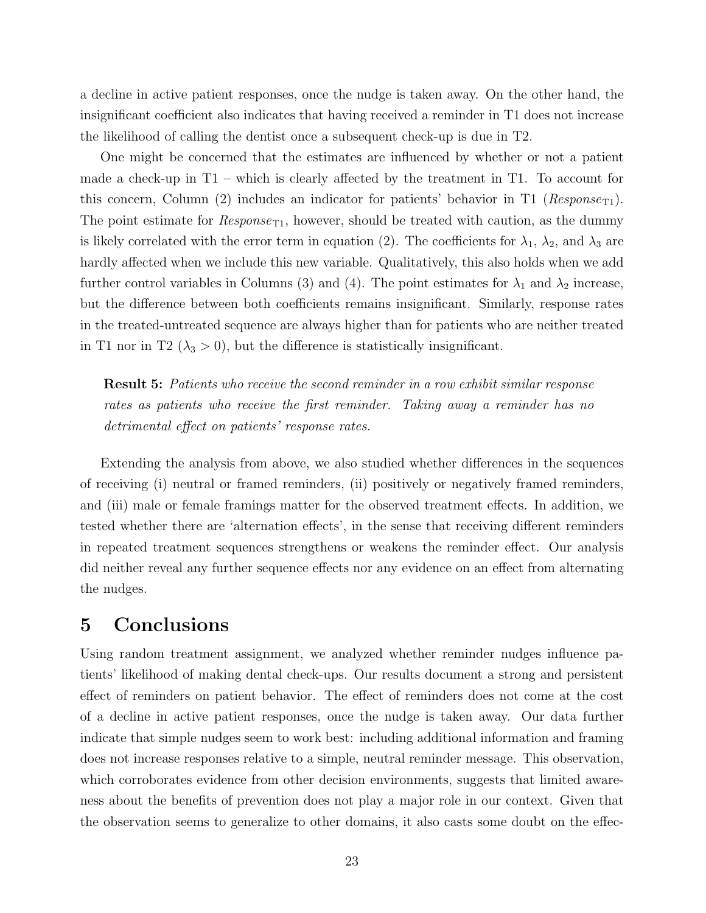a decline in active patient responses, once the nudge is taken away. On the other hand, the insignificant coefficient also indicates that having received a reminder in T1 does not increase the likelihood of calling the dentist once a subsequent check-up is due in T2.

One might be concerned that the estimates are influenced by whether or not a patient made a check-up in T1 – which is clearly affected by the treatment in T1. To account for this concern, Column (2) includes an indicator for patients' behavior in T1 ($Response_{T1}$). The point estimate for $Response_{T1}$, however, should be treated with caution, as the dummy is likely correlated with the error term in equation (2). The coefficients for $\lambda_1$, $\lambda_2$, and $\lambda_3$ are hardly affected when we include this new variable. Qualitatively, this also holds when we add further control variables in Columns (3) and (4). The point estimates for $\lambda_1$ and $\lambda_2$ increase, but the difference between both coefficients remains insignificant. Similarly, response rates in the treated-untreated sequence are always higher than for patients who are neither treated in T1 nor in T2 ($\lambda_3 > 0$), but the difference is statistically insignificant.

> **Result 5:** *Patients who receive the second reminder in a row exhibit similar response rates as patients who receive the first reminder. Taking away a reminder has no detrimental effect on patients' response rates.*

Extending the analysis from above, we also studied whether differences in the sequences of receiving (i) neutral or framed reminders, (ii) positively or negatively framed reminders, and (iii) male or female framings matter for the observed treatment effects. In addition, we tested whether there are 'alternation effects', in the sense that receiving different reminders in repeated treatment sequences strengthens or weakens the reminder effect. Our analysis did neither reveal any further sequence effects nor any evidence on an effect from alternating the nudges.

# 5 Conclusions

Using random treatment assignment, we analyzed whether reminder nudges influence patients' likelihood of making dental check-ups. Our results document a strong and persistent effect of reminders on patient behavior. The effect of reminders does not come at the cost of a decline in active patient responses, once the nudge is taken away. Our data further indicate that simple nudges seem to work best: including additional information and framing does not increase responses relative to a simple, neutral reminder message. This observation, which corroborates evidence from other decision environments, suggests that limited awareness about the benefits of prevention does not play a major role in our context. Given that the observation seems to generalize to other domains, it also casts some doubt on the effec-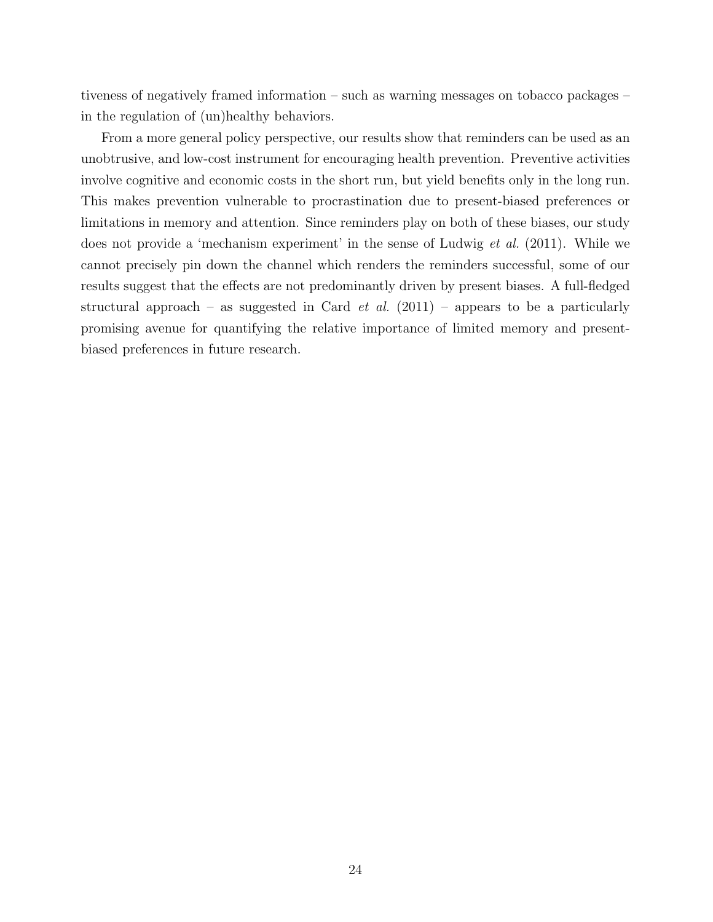tiveness of negatively framed information – such as warning messages on tobacco packages – in the regulation of (un)healthy behaviors.

From a more general policy perspective, our results show that reminders can be used as an unobtrusive, and low-cost instrument for encouraging health prevention. Preventive activities involve cognitive and economic costs in the short run, but yield benefits only in the long run. This makes prevention vulnerable to procrastination due to present-biased preferences or limitations in memory and attention. Since reminders play on both of these biases, our study does not provide a 'mechanism experiment' in the sense of Ludwig *et al.* (2011). While we cannot precisely pin down the channel which renders the reminders successful, some of our results suggest that the effects are not predominantly driven by present biases. A full-fledged structural approach – as suggested in Card *et al.* (2011) – appears to be a particularly promising avenue for quantifying the relative importance of limited memory and present-biased preferences in future research.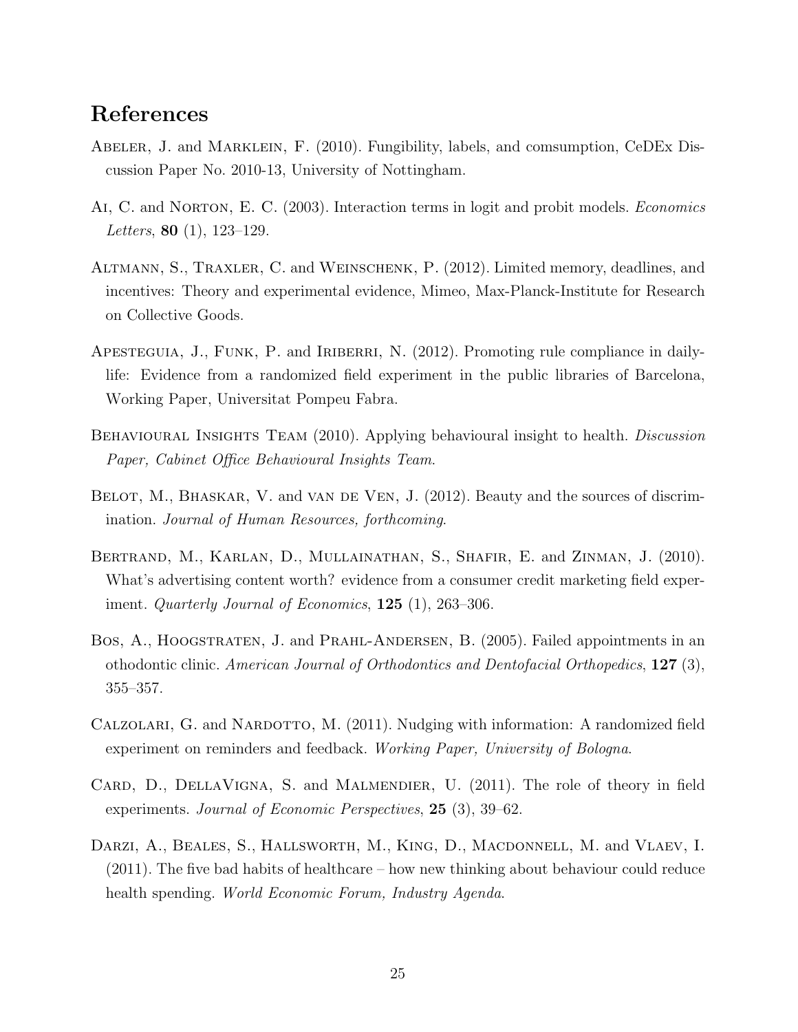## References

Abeler, J. and Marklein, F. (2010). Fungibility, labels, and comsumption, CeDEx Discussion Paper No. 2010-13, University of Nottingham.

Ai, C. and Norton, E. C. (2003). Interaction terms in logit and probit models. *Economics Letters*, **80** (1), 123–129.

Altmann, S., Traxler, C. and Weinschenk, P. (2012). Limited memory, deadlines, and incentives: Theory and experimental evidence, Mimeo, Max-Planck-Institute for Research on Collective Goods.

Apesteguia, J., Funk, P. and Iriberri, N. (2012). Promoting rule compliance in daily-life: Evidence from a randomized field experiment in the public libraries of Barcelona, Working Paper, Universitat Pompeu Fabra.

Behavioural Insights Team (2010). Applying behavioural insight to health. *Discussion Paper, Cabinet Office Behavioural Insights Team*.

Belot, M., Bhaskar, V. and van de Ven, J. (2012). Beauty and the sources of discrimination. *Journal of Human Resources, forthcoming*.

Bertrand, M., Karlan, D., Mullainathan, S., Shafir, E. and Zinman, J. (2010). What's advertising content worth? evidence from a consumer credit marketing field experiment. *Quarterly Journal of Economics*, **125** (1), 263–306.

Bos, A., Hoogstraten, J. and Prahl-Andersen, B. (2005). Failed appointments in an othodontic clinic. *American Journal of Orthodontics and Dentofacial Orthopedics*, **127** (3), 355–357.

Calzolari, G. and Nardotto, M. (2011). Nudging with information: A randomized field experiment on reminders and feedback. *Working Paper, University of Bologna*.

Card, D., DellaVigna, S. and Malmendier, U. (2011). The role of theory in field experiments. *Journal of Economic Perspectives*, **25** (3), 39–62.

Darzi, A., Beales, S., Hallsworth, M., King, D., Macdonnell, M. and Vlaev, I. (2011). The five bad habits of healthcare – how new thinking about behaviour could reduce health spending. *World Economic Forum, Industry Agenda*.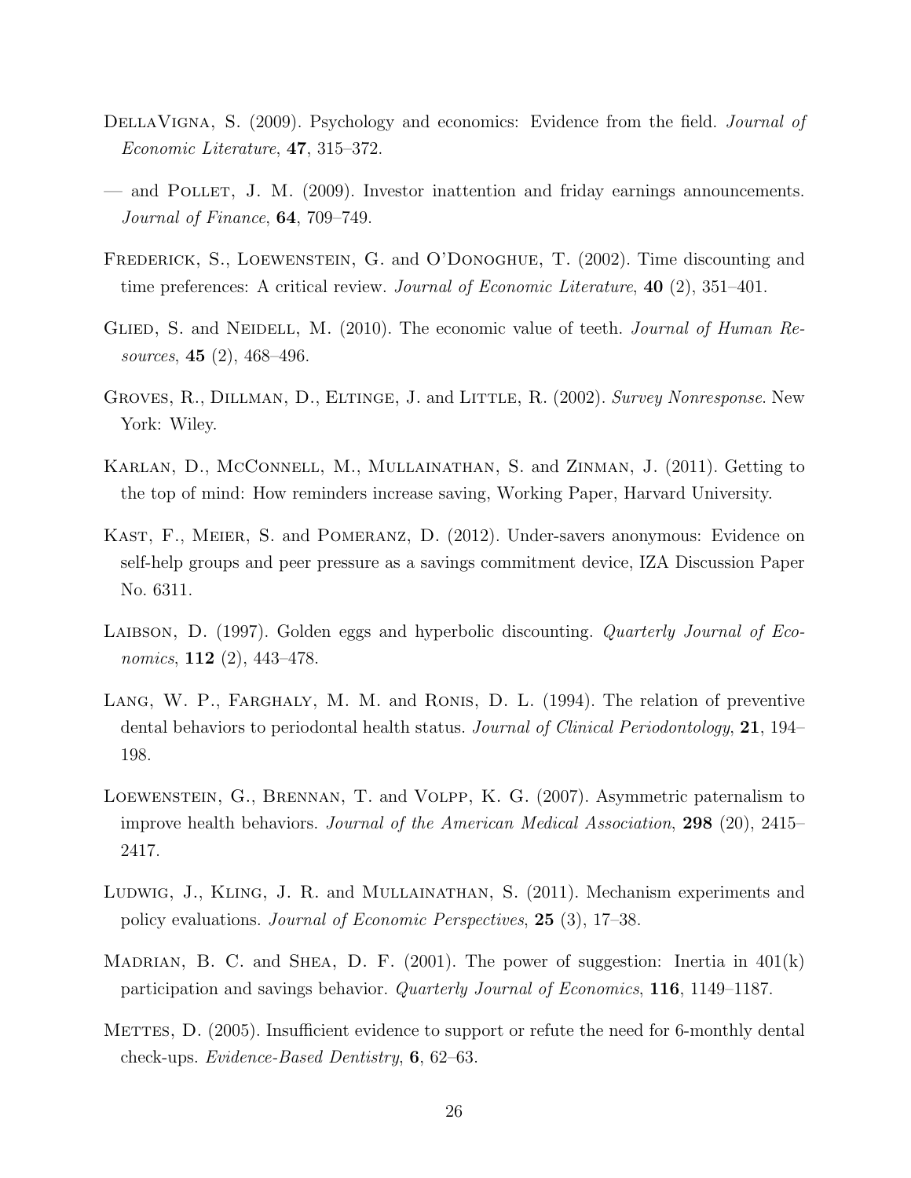DellaVigna, S. (2009). Psychology and economics: Evidence from the field. *Journal of Economic Literature*, **47**, 315–372.

— and Pollet, J. M. (2009). Investor inattention and friday earnings announcements. *Journal of Finance*, **64**, 709–749.

Frederick, S., Loewenstein, G. and O'Donoghue, T. (2002). Time discounting and time preferences: A critical review. *Journal of Economic Literature*, **40** (2), 351–401.

Glied, S. and Neidell, M. (2010). The economic value of teeth. *Journal of Human Resources*, **45** (2), 468–496.

Groves, R., Dillman, D., Eltinge, J. and Little, R. (2002). *Survey Nonresponse*. New York: Wiley.

Karlan, D., McConnell, M., Mullainathan, S. and Zinman, J. (2011). Getting to the top of mind: How reminders increase saving, Working Paper, Harvard University.

Kast, F., Meier, S. and Pomeranz, D. (2012). Under-savers anonymous: Evidence on self-help groups and peer pressure as a savings commitment device, IZA Discussion Paper No. 6311.

Laibson, D. (1997). Golden eggs and hyperbolic discounting. *Quarterly Journal of Economics*, **112** (2), 443–478.

Lang, W. P., Farghaly, M. M. and Ronis, D. L. (1994). The relation of preventive dental behaviors to periodontal health status. *Journal of Clinical Periodontology*, **21**, 194–198.

Loewenstein, G., Brennan, T. and Volpp, K. G. (2007). Asymmetric paternalism to improve health behaviors. *Journal of the American Medical Association*, **298** (20), 2415–2417.

Ludwig, J., Kling, J. R. and Mullainathan, S. (2011). Mechanism experiments and policy evaluations. *Journal of Economic Perspectives*, **25** (3), 17–38.

Madrian, B. C. and Shea, D. F. (2001). The power of suggestion: Inertia in 401(k) participation and savings behavior. *Quarterly Journal of Economics*, **116**, 1149–1187.

Mettes, D. (2005). Insufficient evidence to support or refute the need for 6-monthly dental check-ups. *Evidence-Based Dentistry*, **6**, 62–63.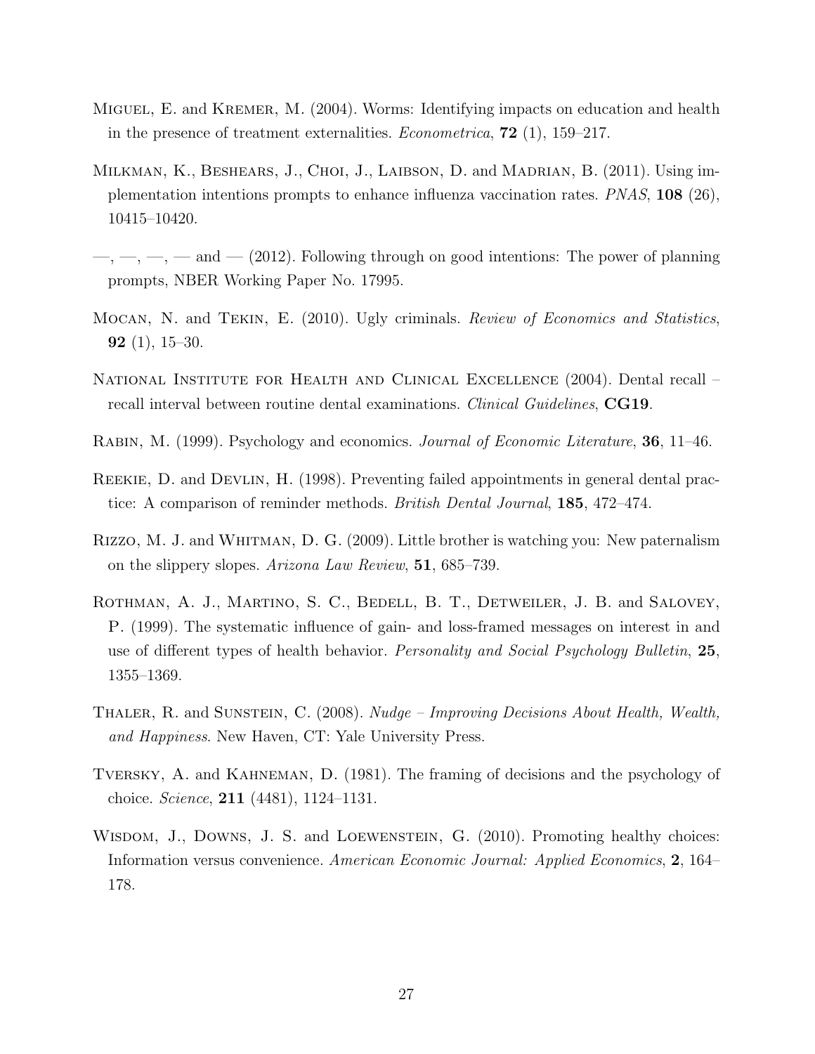Miguel, E. and Kremer, M. (2004). Worms: Identifying impacts on education and health in the presence of treatment externalities. *Econometrica*, **72** (1), 159–217.

Milkman, K., Beshears, J., Choi, J., Laibson, D. and Madrian, B. (2011). Using implementation intentions prompts to enhance influenza vaccination rates. *PNAS*, **108** (26), 10415–10420.

—, —, —, — and — (2012). Following through on good intentions: The power of planning prompts, NBER Working Paper No. 17995.

Mocan, N. and Tekin, E. (2010). Ugly criminals. *Review of Economics and Statistics*, **92** (1), 15–30.

National Institute for Health and Clinical Excellence (2004). Dental recall – recall interval between routine dental examinations. *Clinical Guidelines*, **CG19**.

Rabin, M. (1999). Psychology and economics. *Journal of Economic Literature*, **36**, 11–46.

Reekie, D. and Devlin, H. (1998). Preventing failed appointments in general dental practice: A comparison of reminder methods. *British Dental Journal*, **185**, 472–474.

Rizzo, M. J. and Whitman, D. G. (2009). Little brother is watching you: New paternalism on the slippery slopes. *Arizona Law Review*, **51**, 685–739.

Rothman, A. J., Martino, S. C., Bedell, B. T., Detweiler, J. B. and Salovey, P. (1999). The systematic influence of gain- and loss-framed messages on interest in and use of different types of health behavior. *Personality and Social Psychology Bulletin*, **25**, 1355–1369.

Thaler, R. and Sunstein, C. (2008). *Nudge – Improving Decisions About Health, Wealth, and Happiness*. New Haven, CT: Yale University Press.

Tversky, A. and Kahneman, D. (1981). The framing of decisions and the psychology of choice. *Science*, **211** (4481), 1124–1131.

Wisdom, J., Downs, J. S. and Loewenstein, G. (2010). Promoting healthy choices: Information versus convenience. *American Economic Journal: Applied Economics*, **2**, 164–178.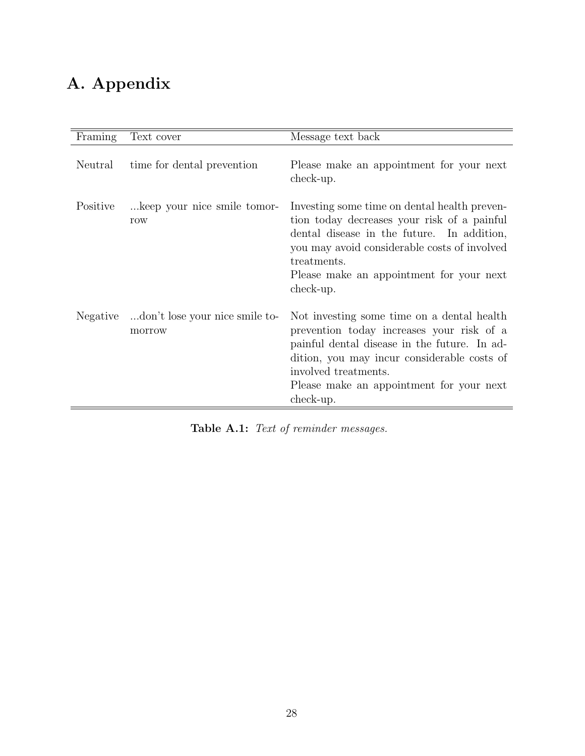# A. Appendix

| Framing | Text cover | Message text back |
|---|---|---|
| Neutral | time for dental prevention | Please make an appointment for your next check-up. |
| Positive | ...keep your nice smile tomorrow | Investing some time on dental health prevention today decreases your risk of a painful dental disease in the future. In addition, you may avoid considerable costs of involved treatments. Please make an appointment for your next check-up. |
| Negative | ...don't lose your nice smile tomorrow | Not investing some time on a dental health prevention today increases your risk of a painful dental disease in the future. In addition, you may incur considerable costs of involved treatments. Please make an appointment for your next check-up. |

**Table A.1:** *Text of reminder messages.*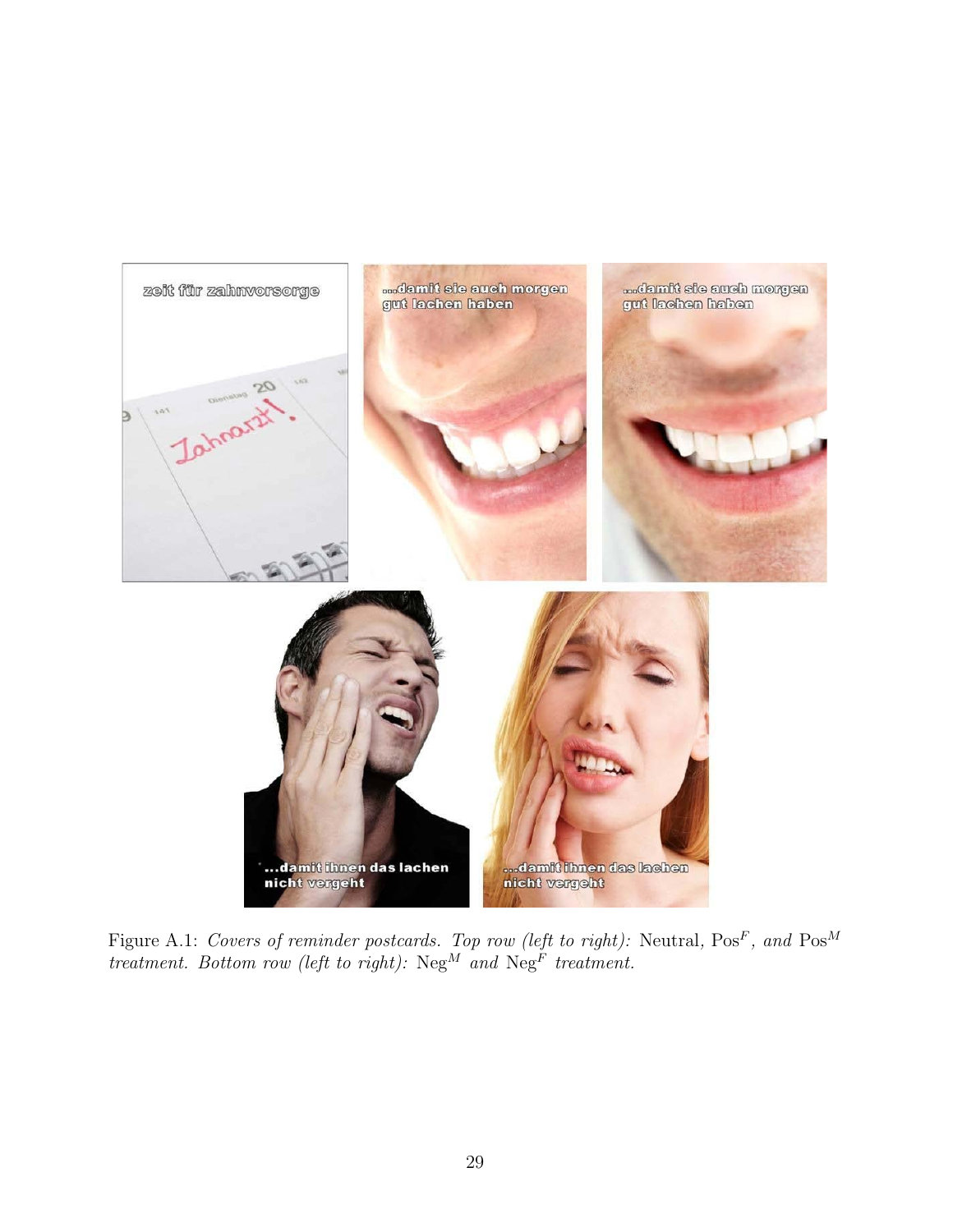Figure A.1: *Covers of reminder postcards. Top row (left to right):* Neutral, $\text{Pos}^F$*, and* $\text{Pos}^M$ *treatment. Bottom row (left to right):* $\text{Neg}^M$ *and* $\text{Neg}^F$ *treatment.*